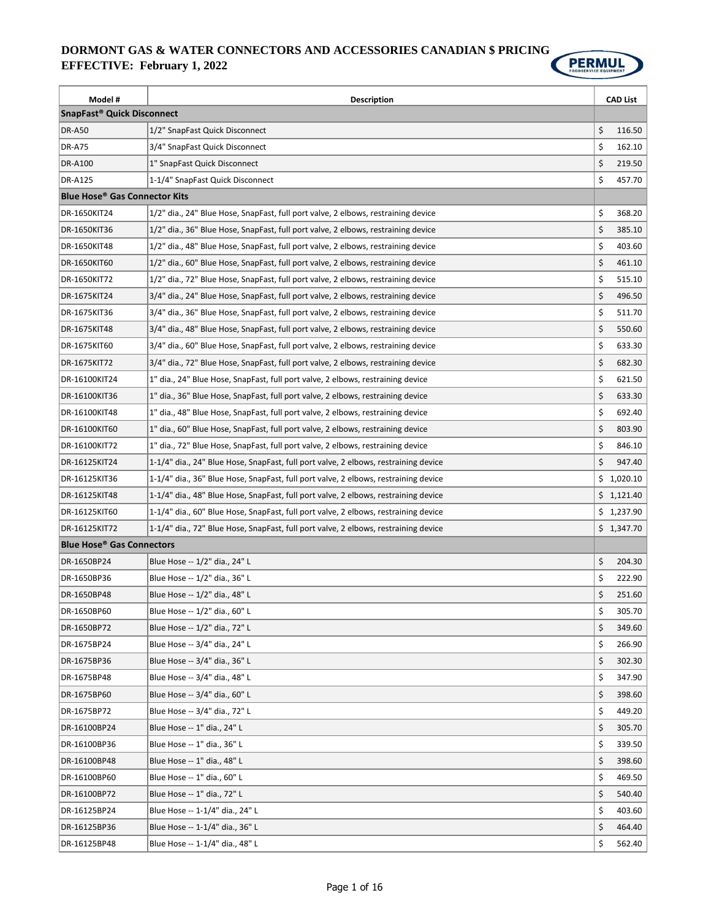# DORMONT GAS & WATER CONNECTORS AND ACCESSORIES CANADIAN $ PRICING
## EFFECTIVE: February 1, 2022

| Model # | Description | CAD List |
|---|---|---|
| **SnapFast® Quick Disconnect** | | |
| DR-A50 | 1/2" SnapFast Quick Disconnect | $ 116.50 |
| DR-A75 | 3/4" SnapFast Quick Disconnect | $ 162.10 |
| DR-A100 | 1" SnapFast Quick Disconnect | $ 219.50 |
| DR-A125 | 1-1/4" SnapFast Quick Disconnect | $ 457.70 |
| **Blue Hose® Gas Connector Kits** | | |
| DR-1650KIT24 | 1/2" dia., 24" Blue Hose, SnapFast, full port valve, 2 elbows, restraining device | $ 368.20 |
| DR-1650KIT36 | 1/2" dia., 36" Blue Hose, SnapFast, full port valve, 2 elbows, restraining device | $ 385.10 |
| DR-1650KIT48 | 1/2" dia., 48" Blue Hose, SnapFast, full port valve, 2 elbows, restraining device | $ 403.60 |
| DR-1650KIT60 | 1/2" dia., 60" Blue Hose, SnapFast, full port valve, 2 elbows, restraining device | $ 461.10 |
| DR-1650KIT72 | 1/2" dia., 72" Blue Hose, SnapFast, full port valve, 2 elbows, restraining device | $ 515.10 |
| DR-1675KIT24 | 3/4" dia., 24" Blue Hose, SnapFast, full port valve, 2 elbows, restraining device | $ 496.50 |
| DR-1675KIT36 | 3/4" dia., 36" Blue Hose, SnapFast, full port valve, 2 elbows, restraining device | $ 511.70 |
| DR-1675KIT48 | 3/4" dia., 48" Blue Hose, SnapFast, full port valve, 2 elbows, restraining device | $ 550.60 |
| DR-1675KIT60 | 3/4" dia., 60" Blue Hose, SnapFast, full port valve, 2 elbows, restraining device | $ 633.30 |
| DR-1675KIT72 | 3/4" dia., 72" Blue Hose, SnapFast, full port valve, 2 elbows, restraining device | $ 682.30 |
| DR-16100KIT24 | 1" dia., 24" Blue Hose, SnapFast, full port valve, 2 elbows, restraining device | $ 621.50 |
| DR-16100KIT36 | 1" dia., 36" Blue Hose, SnapFast, full port valve, 2 elbows, restraining device | $ 633.30 |
| DR-16100KIT48 | 1" dia., 48" Blue Hose, SnapFast, full port valve, 2 elbows, restraining device | $ 692.40 |
| DR-16100KIT60 | 1" dia., 60" Blue Hose, SnapFast, full port valve, 2 elbows, restraining device | $ 803.90 |
| DR-16100KIT72 | 1" dia., 72" Blue Hose, SnapFast, full port valve, 2 elbows, restraining device | $ 846.10 |
| DR-16125KIT24 | 1-1/4" dia., 24" Blue Hose, SnapFast, full port valve, 2 elbows, restraining device | $ 947.40 |
| DR-16125KIT36 | 1-1/4" dia., 36" Blue Hose, SnapFast, full port valve, 2 elbows, restraining device | $ 1,020.10 |
| DR-16125KIT48 | 1-1/4" dia., 48" Blue Hose, SnapFast, full port valve, 2 elbows, restraining device | $ 1,121.40 |
| DR-16125KIT60 | 1-1/4" dia., 60" Blue Hose, SnapFast, full port valve, 2 elbows, restraining device | $ 1,237.90 |
| DR-16125KIT72 | 1-1/4" dia., 72" Blue Hose, SnapFast, full port valve, 2 elbows, restraining device | $ 1,347.70 |
| **Blue Hose® Gas Connectors** | | |
| DR-1650BP24 | Blue Hose -- 1/2" dia., 24" L | $ 204.30 |
| DR-1650BP36 | Blue Hose -- 1/2" dia., 36" L | $ 222.90 |
| DR-1650BP48 | Blue Hose -- 1/2" dia., 48" L | $ 251.60 |
| DR-1650BP60 | Blue Hose -- 1/2" dia., 60" L | $ 305.70 |
| DR-1650BP72 | Blue Hose -- 1/2" dia., 72" L | $ 349.60 |
| DR-1675BP24 | Blue Hose -- 3/4" dia., 24" L | $ 266.90 |
| DR-1675BP36 | Blue Hose -- 3/4" dia., 36" L | $ 302.30 |
| DR-1675BP48 | Blue Hose -- 3/4" dia., 48" L | $ 347.90 |
| DR-1675BP60 | Blue Hose -- 3/4" dia., 60" L | $ 398.60 |
| DR-1675BP72 | Blue Hose -- 3/4" dia., 72" L | $ 449.20 |
| DR-16100BP24 | Blue Hose -- 1" dia., 24" L | $ 305.70 |
| DR-16100BP36 | Blue Hose -- 1" dia., 36" L | $ 339.50 |
| DR-16100BP48 | Blue Hose -- 1" dia., 48" L | $ 398.60 |
| DR-16100BP60 | Blue Hose -- 1" dia., 60" L | $ 469.50 |
| DR-16100BP72 | Blue Hose -- 1" dia., 72" L | $ 540.40 |
| DR-16125BP24 | Blue Hose -- 1-1/4" dia., 24" L | $ 403.60 |
| DR-16125BP36 | Blue Hose -- 1-1/4" dia., 36" L | $ 464.40 |
| DR-16125BP48 | Blue Hose -- 1-1/4" dia., 48" L | $ 562.40 |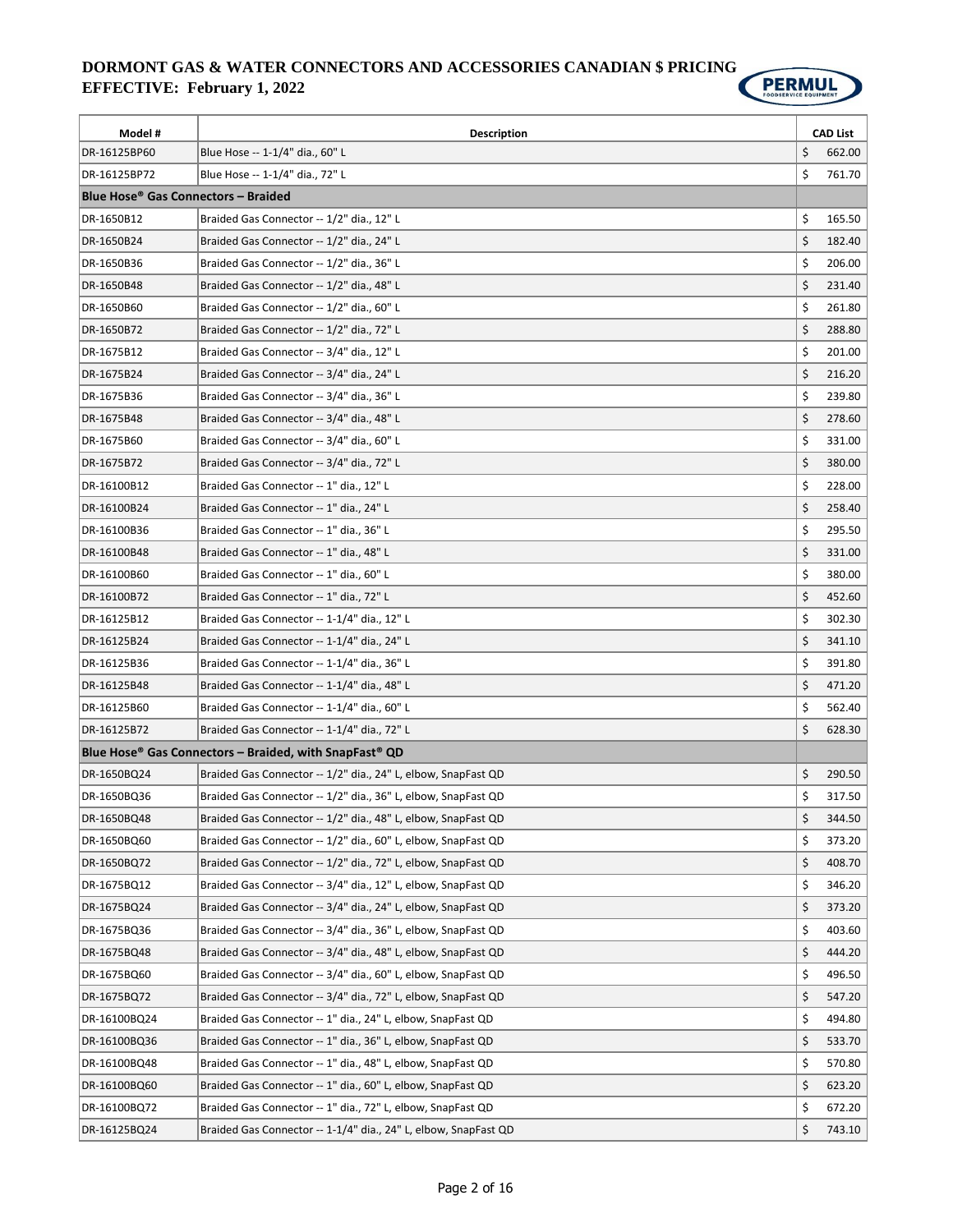# DORMONT GAS & WATER CONNECTORS AND ACCESSORIES CANADIAN $ PRICING
## EFFECTIVE: February 1, 2022

| Model # | Description | CAD List |
|---|---|---|
| DR-16125BP60 | Blue Hose -- 1-1/4" dia., 60" L | $ 662.00 |
| DR-16125BP72 | Blue Hose -- 1-1/4" dia., 72" L | $ 761.70 |
| **Blue Hose® Gas Connectors – Braided** | | |
| DR-1650B12 | Braided Gas Connector -- 1/2" dia., 12" L | $ 165.50 |
| DR-1650B24 | Braided Gas Connector -- 1/2" dia., 24" L | $ 182.40 |
| DR-1650B36 | Braided Gas Connector -- 1/2" dia., 36" L | $ 206.00 |
| DR-1650B48 | Braided Gas Connector -- 1/2" dia., 48" L | $ 231.40 |
| DR-1650B60 | Braided Gas Connector -- 1/2" dia., 60" L | $ 261.80 |
| DR-1650B72 | Braided Gas Connector -- 1/2" dia., 72" L | $ 288.80 |
| DR-1675B12 | Braided Gas Connector -- 3/4" dia., 12" L | $ 201.00 |
| DR-1675B24 | Braided Gas Connector -- 3/4" dia., 24" L | $ 216.20 |
| DR-1675B36 | Braided Gas Connector -- 3/4" dia., 36" L | $ 239.80 |
| DR-1675B48 | Braided Gas Connector -- 3/4" dia., 48" L | $ 278.60 |
| DR-1675B60 | Braided Gas Connector -- 3/4" dia., 60" L | $ 331.00 |
| DR-1675B72 | Braided Gas Connector -- 3/4" dia., 72" L | $ 380.00 |
| DR-16100B12 | Braided Gas Connector -- 1" dia., 12" L | $ 228.00 |
| DR-16100B24 | Braided Gas Connector -- 1" dia., 24" L | $ 258.40 |
| DR-16100B36 | Braided Gas Connector -- 1" dia., 36" L | $ 295.50 |
| DR-16100B48 | Braided Gas Connector -- 1" dia., 48" L | $ 331.00 |
| DR-16100B60 | Braided Gas Connector -- 1" dia., 60" L | $ 380.00 |
| DR-16100B72 | Braided Gas Connector -- 1" dia., 72" L | $ 452.60 |
| DR-16125B12 | Braided Gas Connector -- 1-1/4" dia., 12" L | $ 302.30 |
| DR-16125B24 | Braided Gas Connector -- 1-1/4" dia., 24" L | $ 341.10 |
| DR-16125B36 | Braided Gas Connector -- 1-1/4" dia., 36" L | $ 391.80 |
| DR-16125B48 | Braided Gas Connector -- 1-1/4" dia., 48" L | $ 471.20 |
| DR-16125B60 | Braided Gas Connector -- 1-1/4" dia., 60" L | $ 562.40 |
| DR-16125B72 | Braided Gas Connector -- 1-1/4" dia., 72" L | $ 628.30 |
| **Blue Hose® Gas Connectors – Braided, with SnapFast® QD** | | |
| DR-1650BQ24 | Braided Gas Connector -- 1/2" dia., 24" L, elbow, SnapFast QD | $ 290.50 |
| DR-1650BQ36 | Braided Gas Connector -- 1/2" dia., 36" L, elbow, SnapFast QD | $ 317.50 |
| DR-1650BQ48 | Braided Gas Connector -- 1/2" dia., 48" L, elbow, SnapFast QD | $ 344.50 |
| DR-1650BQ60 | Braided Gas Connector -- 1/2" dia., 60" L, elbow, SnapFast QD | $ 373.20 |
| DR-1650BQ72 | Braided Gas Connector -- 1/2" dia., 72" L, elbow, SnapFast QD | $ 408.70 |
| DR-1675BQ12 | Braided Gas Connector -- 3/4" dia., 12" L, elbow, SnapFast QD | $ 346.20 |
| DR-1675BQ24 | Braided Gas Connector -- 3/4" dia., 24" L, elbow, SnapFast QD | $ 373.20 |
| DR-1675BQ36 | Braided Gas Connector -- 3/4" dia., 36" L, elbow, SnapFast QD | $ 403.60 |
| DR-1675BQ48 | Braided Gas Connector -- 3/4" dia., 48" L, elbow, SnapFast QD | $ 444.20 |
| DR-1675BQ60 | Braided Gas Connector -- 3/4" dia., 60" L, elbow, SnapFast QD | $ 496.50 |
| DR-1675BQ72 | Braided Gas Connector -- 3/4" dia., 72" L, elbow, SnapFast QD | $ 547.20 |
| DR-16100BQ24 | Braided Gas Connector -- 1" dia., 24" L, elbow, SnapFast QD | $ 494.80 |
| DR-16100BQ36 | Braided Gas Connector -- 1" dia., 36" L, elbow, SnapFast QD | $ 533.70 |
| DR-16100BQ48 | Braided Gas Connector -- 1" dia., 48" L, elbow, SnapFast QD | $ 570.80 |
| DR-16100BQ60 | Braided Gas Connector -- 1" dia., 60" L, elbow, SnapFast QD | $ 623.20 |
| DR-16100BQ72 | Braided Gas Connector -- 1" dia., 72" L, elbow, SnapFast QD | $ 672.20 |
| DR-16125BQ24 | Braided Gas Connector -- 1-1/4" dia., 24" L, elbow, SnapFast QD | $ 743.10 |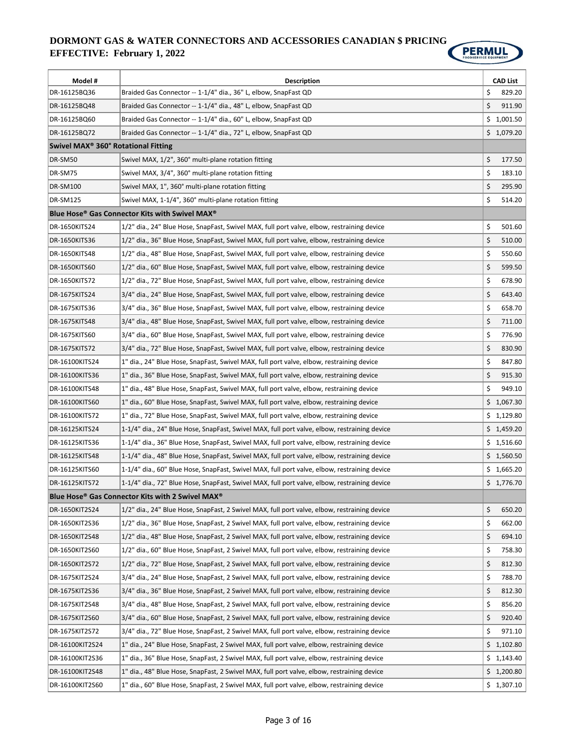# DORMONT GAS & WATER CONNECTORS AND ACCESSORIES CANADIAN $ PRICING
## EFFECTIVE: February 1, 2022

| Model # | Description | CAD List |
|---|---|---|
| DR-16125BQ36 | Braided Gas Connector -- 1-1/4" dia., 36" L, elbow, SnapFast QD | $ 829.20 |
| DR-16125BQ48 | Braided Gas Connector -- 1-1/4" dia., 48" L, elbow, SnapFast QD | $ 911.90 |
| DR-16125BQ60 | Braided Gas Connector -- 1-1/4" dia., 60" L, elbow, SnapFast QD | $ 1,001.50 |
| DR-16125BQ72 | Braided Gas Connector -- 1-1/4" dia., 72" L, elbow, SnapFast QD | $ 1,079.20 |
| **Swivel MAX® 360° Rotational Fitting** | | |
| DR-SM50 | Swivel MAX, 1/2", 360° multi-plane rotation fitting | $ 177.50 |
| DR-SM75 | Swivel MAX, 3/4", 360° multi-plane rotation fitting | $ 183.10 |
| DR-SM100 | Swivel MAX, 1", 360° multi-plane rotation fitting | $ 295.90 |
| DR-SM125 | Swivel MAX, 1-1/4", 360° multi-plane rotation fitting | $ 514.20 |
| **Blue Hose® Gas Connector Kits with Swivel MAX®** | | |
| DR-1650KITS24 | 1/2" dia., 24" Blue Hose, SnapFast, Swivel MAX, full port valve, elbow, restraining device | $ 501.60 |
| DR-1650KITS36 | 1/2" dia., 36" Blue Hose, SnapFast, Swivel MAX, full port valve, elbow, restraining device | $ 510.00 |
| DR-1650KITS48 | 1/2" dia., 48" Blue Hose, SnapFast, Swivel MAX, full port valve, elbow, restraining device | $ 550.60 |
| DR-1650KITS60 | 1/2" dia., 60" Blue Hose, SnapFast, Swivel MAX, full port valve, elbow, restraining device | $ 599.50 |
| DR-1650KITS72 | 1/2" dia., 72" Blue Hose, SnapFast, Swivel MAX, full port valve, elbow, restraining device | $ 678.90 |
| DR-1675KITS24 | 3/4" dia., 24" Blue Hose, SnapFast, Swivel MAX, full port valve, elbow, restraining device | $ 643.40 |
| DR-1675KITS36 | 3/4" dia., 36" Blue Hose, SnapFast, Swivel MAX, full port valve, elbow, restraining device | $ 658.70 |
| DR-1675KITS48 | 3/4" dia., 48" Blue Hose, SnapFast, Swivel MAX, full port valve, elbow, restraining device | $ 711.00 |
| DR-1675KITS60 | 3/4" dia., 60" Blue Hose, SnapFast, Swivel MAX, full port valve, elbow, restraining device | $ 776.90 |
| DR-1675KITS72 | 3/4" dia., 72" Blue Hose, SnapFast, Swivel MAX, full port valve, elbow, restraining device | $ 830.90 |
| DR-16100KITS24 | 1" dia., 24" Blue Hose, SnapFast, Swivel MAX, full port valve, elbow, restraining device | $ 847.80 |
| DR-16100KITS36 | 1" dia., 36" Blue Hose, SnapFast, Swivel MAX, full port valve, elbow, restraining device | $ 915.30 |
| DR-16100KITS48 | 1" dia., 48" Blue Hose, SnapFast, Swivel MAX, full port valve, elbow, restraining device | $ 949.10 |
| DR-16100KITS60 | 1" dia., 60" Blue Hose, SnapFast, Swivel MAX, full port valve, elbow, restraining device | $ 1,067.30 |
| DR-16100KITS72 | 1" dia., 72" Blue Hose, SnapFast, Swivel MAX, full port valve, elbow, restraining device | $ 1,129.80 |
| DR-16125KITS24 | 1-1/4" dia., 24" Blue Hose, SnapFast, Swivel MAX, full port valve, elbow, restraining device | $ 1,459.20 |
| DR-16125KITS36 | 1-1/4" dia., 36" Blue Hose, SnapFast, Swivel MAX, full port valve, elbow, restraining device | $ 1,516.60 |
| DR-16125KITS48 | 1-1/4" dia., 48" Blue Hose, SnapFast, Swivel MAX, full port valve, elbow, restraining device | $ 1,560.50 |
| DR-16125KITS60 | 1-1/4" dia., 60" Blue Hose, SnapFast, Swivel MAX, full port valve, elbow, restraining device | $ 1,665.20 |
| DR-16125KITS72 | 1-1/4" dia., 72" Blue Hose, SnapFast, Swivel MAX, full port valve, elbow, restraining device | $ 1,776.70 |
| **Blue Hose® Gas Connector Kits with 2 Swivel MAX®** | | |
| DR-1650KIT2S24 | 1/2" dia., 24" Blue Hose, SnapFast, 2 Swivel MAX, full port valve, elbow, restraining device | $ 650.20 |
| DR-1650KIT2S36 | 1/2" dia., 36" Blue Hose, SnapFast, 2 Swivel MAX, full port valve, elbow, restraining device | $ 662.00 |
| DR-1650KIT2S48 | 1/2" dia., 48" Blue Hose, SnapFast, 2 Swivel MAX, full port valve, elbow, restraining device | $ 694.10 |
| DR-1650KIT2S60 | 1/2" dia., 60" Blue Hose, SnapFast, 2 Swivel MAX, full port valve, elbow, restraining device | $ 758.30 |
| DR-1650KIT2S72 | 1/2" dia., 72" Blue Hose, SnapFast, 2 Swivel MAX, full port valve, elbow, restraining device | $ 812.30 |
| DR-1675KIT2S24 | 3/4" dia., 24" Blue Hose, SnapFast, 2 Swivel MAX, full port valve, elbow, restraining device | $ 788.70 |
| DR-1675KIT2S36 | 3/4" dia., 36" Blue Hose, SnapFast, 2 Swivel MAX, full port valve, elbow, restraining device | $ 812.30 |
| DR-1675KIT2S48 | 3/4" dia., 48" Blue Hose, SnapFast, 2 Swivel MAX, full port valve, elbow, restraining device | $ 856.20 |
| DR-1675KIT2S60 | 3/4" dia., 60" Blue Hose, SnapFast, 2 Swivel MAX, full port valve, elbow, restraining device | $ 920.40 |
| DR-1675KIT2S72 | 3/4" dia., 72" Blue Hose, SnapFast, 2 Swivel MAX, full port valve, elbow, restraining device | $ 971.10 |
| DR-16100KIT2S24 | 1" dia., 24" Blue Hose, SnapFast, 2 Swivel MAX, full port valve, elbow, restraining device | $ 1,102.80 |
| DR-16100KIT2S36 | 1" dia., 36" Blue Hose, SnapFast, 2 Swivel MAX, full port valve, elbow, restraining device | $ 1,143.40 |
| DR-16100KIT2S48 | 1" dia., 48" Blue Hose, SnapFast, 2 Swivel MAX, full port valve, elbow, restraining device | $ 1,200.80 |
| DR-16100KIT2S60 | 1" dia., 60" Blue Hose, SnapFast, 2 Swivel MAX, full port valve, elbow, restraining device | $ 1,307.10 |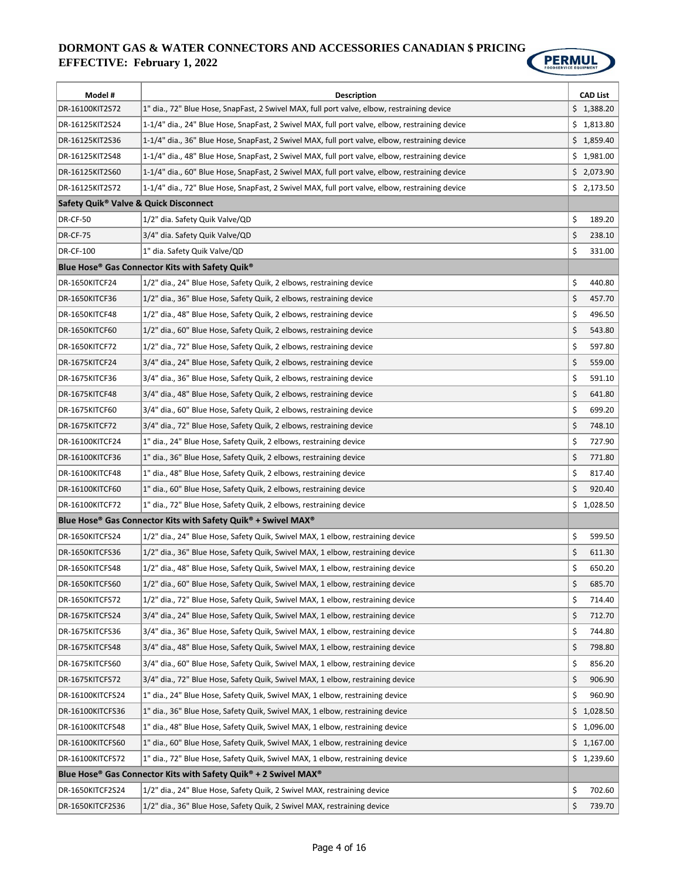**DORMONT GAS & WATER CONNECTORS AND ACCESSORIES CANADIAN $ PRICING**
**EFFECTIVE: February 1, 2022**

| Model # | Description | CAD List |
|---|---|---|
| DR-16100KIT2S72 | 1" dia., 72" Blue Hose, SnapFast, 2 Swivel MAX, full port valve, elbow, restraining device | $ 1,388.20 |
| DR-16125KIT2S24 | 1-1/4" dia., 24" Blue Hose, SnapFast, 2 Swivel MAX, full port valve, elbow, restraining device | $ 1,813.80 |
| DR-16125KIT2S36 | 1-1/4" dia., 36" Blue Hose, SnapFast, 2 Swivel MAX, full port valve, elbow, restraining device | $ 1,859.40 |
| DR-16125KIT2S48 | 1-1/4" dia., 48" Blue Hose, SnapFast, 2 Swivel MAX, full port valve, elbow, restraining device | $ 1,981.00 |
| DR-16125KIT2S60 | 1-1/4" dia., 60" Blue Hose, SnapFast, 2 Swivel MAX, full port valve, elbow, restraining device | $ 2,073.90 |
| DR-16125KIT2S72 | 1-1/4" dia., 72" Blue Hose, SnapFast, 2 Swivel MAX, full port valve, elbow, restraining device | $ 2,173.50 |
| **Safety Quik® Valve & Quick Disconnect** | | |
| DR-CF-50 | 1/2" dia. Safety Quik Valve/QD | $ 189.20 |
| DR-CF-75 | 3/4" dia. Safety Quik Valve/QD | $ 238.10 |
| DR-CF-100 | 1" dia. Safety Quik Valve/QD | $ 331.00 |
| **Blue Hose® Gas Connector Kits with Safety Quik®** | | |
| DR-1650KITCF24 | 1/2" dia., 24" Blue Hose, Safety Quik, 2 elbows, restraining device | $ 440.80 |
| DR-1650KITCF36 | 1/2" dia., 36" Blue Hose, Safety Quik, 2 elbows, restraining device | $ 457.70 |
| DR-1650KITCF48 | 1/2" dia., 48" Blue Hose, Safety Quik, 2 elbows, restraining device | $ 496.50 |
| DR-1650KITCF60 | 1/2" dia., 60" Blue Hose, Safety Quik, 2 elbows, restraining device | $ 543.80 |
| DR-1650KITCF72 | 1/2" dia., 72" Blue Hose, Safety Quik, 2 elbows, restraining device | $ 597.80 |
| DR-1675KITCF24 | 3/4" dia., 24" Blue Hose, Safety Quik, 2 elbows, restraining device | $ 559.00 |
| DR-1675KITCF36 | 3/4" dia., 36" Blue Hose, Safety Quik, 2 elbows, restraining device | $ 591.10 |
| DR-1675KITCF48 | 3/4" dia., 48" Blue Hose, Safety Quik, 2 elbows, restraining device | $ 641.80 |
| DR-1675KITCF60 | 3/4" dia., 60" Blue Hose, Safety Quik, 2 elbows, restraining device | $ 699.20 |
| DR-1675KITCF72 | 3/4" dia., 72" Blue Hose, Safety Quik, 2 elbows, restraining device | $ 748.10 |
| DR-16100KITCF24 | 1" dia., 24" Blue Hose, Safety Quik, 2 elbows, restraining device | $ 727.90 |
| DR-16100KITCF36 | 1" dia., 36" Blue Hose, Safety Quik, 2 elbows, restraining device | $ 771.80 |
| DR-16100KITCF48 | 1" dia., 48" Blue Hose, Safety Quik, 2 elbows, restraining device | $ 817.40 |
| DR-16100KITCF60 | 1" dia., 60" Blue Hose, Safety Quik, 2 elbows, restraining device | $ 920.40 |
| DR-16100KITCF72 | 1" dia., 72" Blue Hose, Safety Quik, 2 elbows, restraining device | $ 1,028.50 |
| **Blue Hose® Gas Connector Kits with Safety Quik® + Swivel MAX®** | | |
| DR-1650KITCFS24 | 1/2" dia., 24" Blue Hose, Safety Quik, Swivel MAX, 1 elbow, restraining device | $ 599.50 |
| DR-1650KITCFS36 | 1/2" dia., 36" Blue Hose, Safety Quik, Swivel MAX, 1 elbow, restraining device | $ 611.30 |
| DR-1650KITCFS48 | 1/2" dia., 48" Blue Hose, Safety Quik, Swivel MAX, 1 elbow, restraining device | $ 650.20 |
| DR-1650KITCFS60 | 1/2" dia., 60" Blue Hose, Safety Quik, Swivel MAX, 1 elbow, restraining device | $ 685.70 |
| DR-1650KITCFS72 | 1/2" dia., 72" Blue Hose, Safety Quik, Swivel MAX, 1 elbow, restraining device | $ 714.40 |
| DR-1675KITCFS24 | 3/4" dia., 24" Blue Hose, Safety Quik, Swivel MAX, 1 elbow, restraining device | $ 712.70 |
| DR-1675KITCFS36 | 3/4" dia., 36" Blue Hose, Safety Quik, Swivel MAX, 1 elbow, restraining device | $ 744.80 |
| DR-1675KITCFS48 | 3/4" dia., 48" Blue Hose, Safety Quik, Swivel MAX, 1 elbow, restraining device | $ 798.80 |
| DR-1675KITCFS60 | 3/4" dia., 60" Blue Hose, Safety Quik, Swivel MAX, 1 elbow, restraining device | $ 856.20 |
| DR-1675KITCFS72 | 3/4" dia., 72" Blue Hose, Safety Quik, Swivel MAX, 1 elbow, restraining device | $ 906.90 |
| DR-16100KITCFS24 | 1" dia., 24" Blue Hose, Safety Quik, Swivel MAX, 1 elbow, restraining device | $ 960.90 |
| DR-16100KITCFS36 | 1" dia., 36" Blue Hose, Safety Quik, Swivel MAX, 1 elbow, restraining device | $ 1,028.50 |
| DR-16100KITCFS48 | 1" dia., 48" Blue Hose, Safety Quik, Swivel MAX, 1 elbow, restraining device | $ 1,096.00 |
| DR-16100KITCFS60 | 1" dia., 60" Blue Hose, Safety Quik, Swivel MAX, 1 elbow, restraining device | $ 1,167.00 |
| DR-16100KITCFS72 | 1" dia., 72" Blue Hose, Safety Quik, Swivel MAX, 1 elbow, restraining device | $ 1,239.60 |
| **Blue Hose® Gas Connector Kits with Safety Quik® + 2 Swivel MAX®** | | |
| DR-1650KITCF2S24 | 1/2" dia., 24" Blue Hose, Safety Quik, 2 Swivel MAX, restraining device | $ 702.60 |
| DR-1650KITCF2S36 | 1/2" dia., 36" Blue Hose, Safety Quik, 2 Swivel MAX, restraining device | $ 739.70 |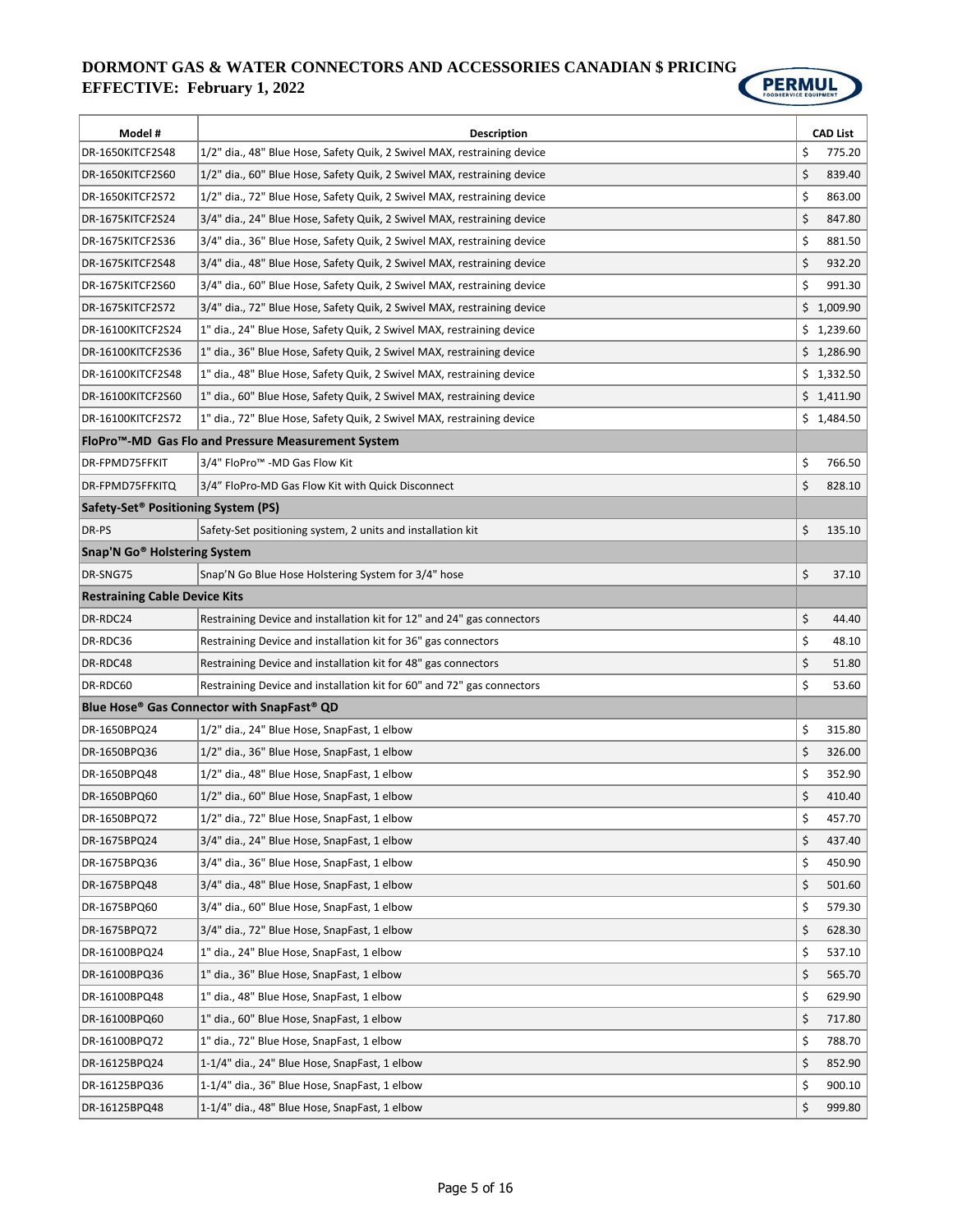# DORMONT GAS & WATER CONNECTORS AND ACCESSORIES CANADIAN $ PRICING
## EFFECTIVE: February 1, 2022

| Model # | Description | CAD List |
|---|---|---|
| DR-1650KITCF2S48 | 1/2" dia., 48" Blue Hose, Safety Quik, 2 Swivel MAX, restraining device | $ 775.20 |
| DR-1650KITCF2S60 | 1/2" dia., 60" Blue Hose, Safety Quik, 2 Swivel MAX, restraining device | $ 839.40 |
| DR-1650KITCF2S72 | 1/2" dia., 72" Blue Hose, Safety Quik, 2 Swivel MAX, restraining device | $ 863.00 |
| DR-1675KITCF2S24 | 3/4" dia., 24" Blue Hose, Safety Quik, 2 Swivel MAX, restraining device | $ 847.80 |
| DR-1675KITCF2S36 | 3/4" dia., 36" Blue Hose, Safety Quik, 2 Swivel MAX, restraining device | $ 881.50 |
| DR-1675KITCF2S48 | 3/4" dia., 48" Blue Hose, Safety Quik, 2 Swivel MAX, restraining device | $ 932.20 |
| DR-1675KITCF2S60 | 3/4" dia., 60" Blue Hose, Safety Quik, 2 Swivel MAX, restraining device | $ 991.30 |
| DR-1675KITCF2S72 | 3/4" dia., 72" Blue Hose, Safety Quik, 2 Swivel MAX, restraining device | $ 1,009.90 |
| DR-16100KITCF2S24 | 1" dia., 24" Blue Hose, Safety Quik, 2 Swivel MAX, restraining device | $ 1,239.60 |
| DR-16100KITCF2S36 | 1" dia., 36" Blue Hose, Safety Quik, 2 Swivel MAX, restraining device | $ 1,286.90 |
| DR-16100KITCF2S48 | 1" dia., 48" Blue Hose, Safety Quik, 2 Swivel MAX, restraining device | $ 1,332.50 |
| DR-16100KITCF2S60 | 1" dia., 60" Blue Hose, Safety Quik, 2 Swivel MAX, restraining device | $ 1,411.90 |
| DR-16100KITCF2S72 | 1" dia., 72" Blue Hose, Safety Quik, 2 Swivel MAX, restraining device | $ 1,484.50 |
| **FloPro™-MD Gas Flo and Pressure Measurement System** | | |
| DR-FPMD75FFKIT | 3/4" FloPro™ -MD Gas Flow Kit | $ 766.50 |
| DR-FPMD75FFKITQ | 3/4" FloPro-MD Gas Flow Kit with Quick Disconnect | $ 828.10 |
| **Safety-Set® Positioning System (PS)** | | |
| DR-PS | Safety-Set positioning system, 2 units and installation kit | $ 135.10 |
| **Snap'N Go® Holstering System** | | |
| DR-SNG75 | Snap'N Go Blue Hose Holstering System for 3/4" hose | $ 37.10 |
| **Restraining Cable Device Kits** | | |
| DR-RDC24 | Restraining Device and installation kit for 12" and 24" gas connectors | $ 44.40 |
| DR-RDC36 | Restraining Device and installation kit for 36" gas connectors | $ 48.10 |
| DR-RDC48 | Restraining Device and installation kit for 48" gas connectors | $ 51.80 |
| DR-RDC60 | Restraining Device and installation kit for 60" and 72" gas connectors | $ 53.60 |
| **Blue Hose® Gas Connector with SnapFast® QD** | | |
| DR-1650BPQ24 | 1/2" dia., 24" Blue Hose, SnapFast, 1 elbow | $ 315.80 |
| DR-1650BPQ36 | 1/2" dia., 36" Blue Hose, SnapFast, 1 elbow | $ 326.00 |
| DR-1650BPQ48 | 1/2" dia., 48" Blue Hose, SnapFast, 1 elbow | $ 352.90 |
| DR-1650BPQ60 | 1/2" dia., 60" Blue Hose, SnapFast, 1 elbow | $ 410.40 |
| DR-1650BPQ72 | 1/2" dia., 72" Blue Hose, SnapFast, 1 elbow | $ 457.70 |
| DR-1675BPQ24 | 3/4" dia., 24" Blue Hose, SnapFast, 1 elbow | $ 437.40 |
| DR-1675BPQ36 | 3/4" dia., 36" Blue Hose, SnapFast, 1 elbow | $ 450.90 |
| DR-1675BPQ48 | 3/4" dia., 48" Blue Hose, SnapFast, 1 elbow | $ 501.60 |
| DR-1675BPQ60 | 3/4" dia., 60" Blue Hose, SnapFast, 1 elbow | $ 579.30 |
| DR-1675BPQ72 | 3/4" dia., 72" Blue Hose, SnapFast, 1 elbow | $ 628.30 |
| DR-16100BPQ24 | 1" dia., 24" Blue Hose, SnapFast, 1 elbow | $ 537.10 |
| DR-16100BPQ36 | 1" dia., 36" Blue Hose, SnapFast, 1 elbow | $ 565.70 |
| DR-16100BPQ48 | 1" dia., 48" Blue Hose, SnapFast, 1 elbow | $ 629.90 |
| DR-16100BPQ60 | 1" dia., 60" Blue Hose, SnapFast, 1 elbow | $ 717.80 |
| DR-16100BPQ72 | 1" dia., 72" Blue Hose, SnapFast, 1 elbow | $ 788.70 |
| DR-16125BPQ24 | 1-1/4" dia., 24" Blue Hose, SnapFast, 1 elbow | $ 852.90 |
| DR-16125BPQ36 | 1-1/4" dia., 36" Blue Hose, SnapFast, 1 elbow | $ 900.10 |
| DR-16125BPQ48 | 1-1/4" dia., 48" Blue Hose, SnapFast, 1 elbow | $ 999.80 |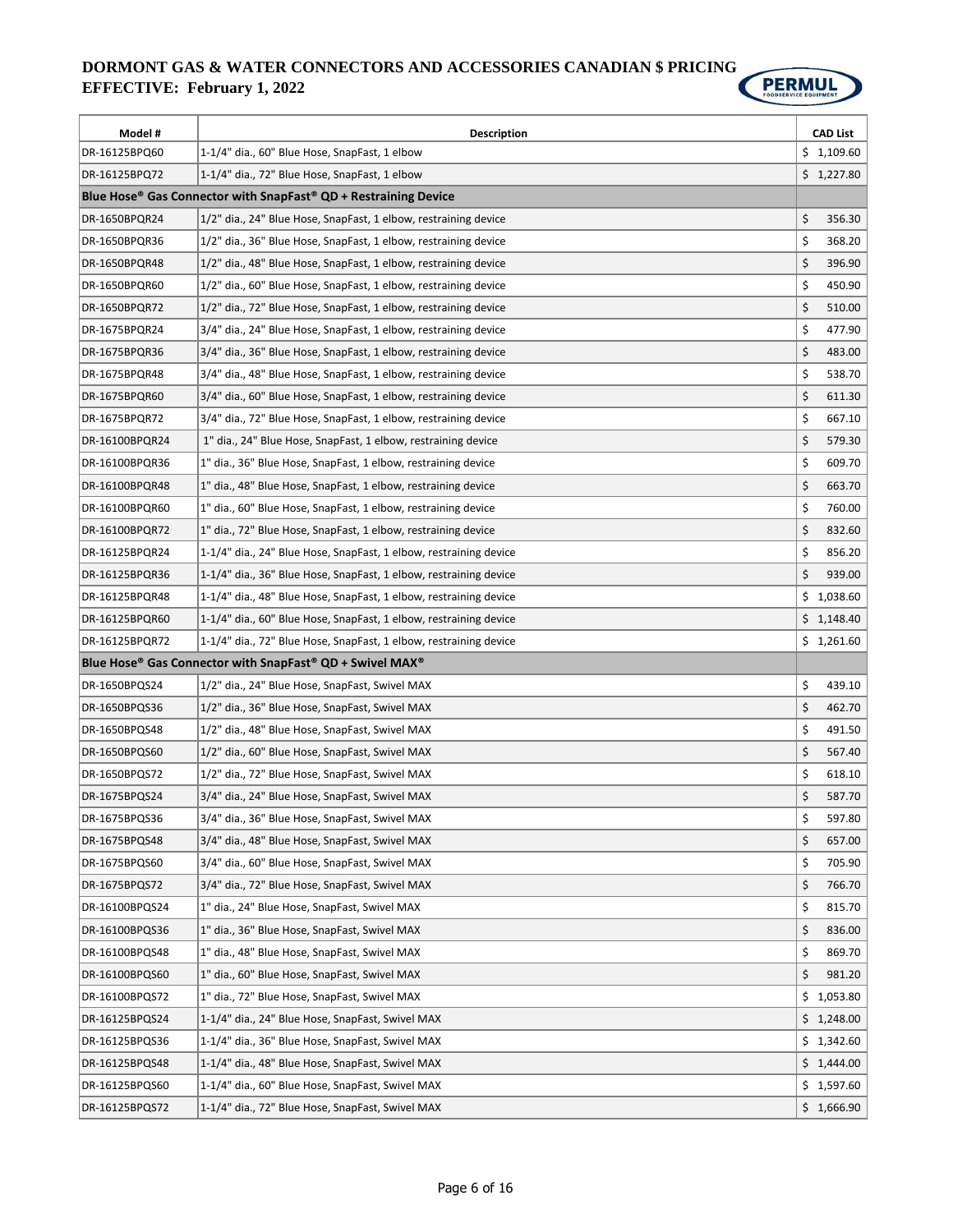# DORMONT GAS & WATER CONNECTORS AND ACCESSORIES CANADIAN $ PRICING
## EFFECTIVE: February 1, 2022

| Model # | Description | CAD List |
|---|---|---|
| DR-16125BPQ60 | 1-1/4" dia., 60" Blue Hose, SnapFast, 1 elbow | $ 1,109.60 |
| DR-16125BPQ72 | 1-1/4" dia., 72" Blue Hose, SnapFast, 1 elbow | $ 1,227.80 |
| **Blue Hose® Gas Connector with SnapFast® QD + Restraining Device** | | |
| DR-1650BPQR24 | 1/2" dia., 24" Blue Hose, SnapFast, 1 elbow, restraining device | $ 356.30 |
| DR-1650BPQR36 | 1/2" dia., 36" Blue Hose, SnapFast, 1 elbow, restraining device | $ 368.20 |
| DR-1650BPQR48 | 1/2" dia., 48" Blue Hose, SnapFast, 1 elbow, restraining device | $ 396.90 |
| DR-1650BPQR60 | 1/2" dia., 60" Blue Hose, SnapFast, 1 elbow, restraining device | $ 450.90 |
| DR-1650BPQR72 | 1/2" dia., 72" Blue Hose, SnapFast, 1 elbow, restraining device | $ 510.00 |
| DR-1675BPQR24 | 3/4" dia., 24" Blue Hose, SnapFast, 1 elbow, restraining device | $ 477.90 |
| DR-1675BPQR36 | 3/4" dia., 36" Blue Hose, SnapFast, 1 elbow, restraining device | $ 483.00 |
| DR-1675BPQR48 | 3/4" dia., 48" Blue Hose, SnapFast, 1 elbow, restraining device | $ 538.70 |
| DR-1675BPQR60 | 3/4" dia., 60" Blue Hose, SnapFast, 1 elbow, restraining device | $ 611.30 |
| DR-1675BPQR72 | 3/4" dia., 72" Blue Hose, SnapFast, 1 elbow, restraining device | $ 667.10 |
| DR-16100BPQR24 | 1" dia., 24" Blue Hose, SnapFast, 1 elbow, restraining device | $ 579.30 |
| DR-16100BPQR36 | 1" dia., 36" Blue Hose, SnapFast, 1 elbow, restraining device | $ 609.70 |
| DR-16100BPQR48 | 1" dia., 48" Blue Hose, SnapFast, 1 elbow, restraining device | $ 663.70 |
| DR-16100BPQR60 | 1" dia., 60" Blue Hose, SnapFast, 1 elbow, restraining device | $ 760.00 |
| DR-16100BPQR72 | 1" dia., 72" Blue Hose, SnapFast, 1 elbow, restraining device | $ 832.60 |
| DR-16125BPQR24 | 1-1/4" dia., 24" Blue Hose, SnapFast, 1 elbow, restraining device | $ 856.20 |
| DR-16125BPQR36 | 1-1/4" dia., 36" Blue Hose, SnapFast, 1 elbow, restraining device | $ 939.00 |
| DR-16125BPQR48 | 1-1/4" dia., 48" Blue Hose, SnapFast, 1 elbow, restraining device | $ 1,038.60 |
| DR-16125BPQR60 | 1-1/4" dia., 60" Blue Hose, SnapFast, 1 elbow, restraining device | $ 1,148.40 |
| DR-16125BPQR72 | 1-1/4" dia., 72" Blue Hose, SnapFast, 1 elbow, restraining device | $ 1,261.60 |
| **Blue Hose® Gas Connector with SnapFast® QD + Swivel MAX®** | | |
| DR-1650BPQS24 | 1/2" dia., 24" Blue Hose, SnapFast, Swivel MAX | $ 439.10 |
| DR-1650BPQS36 | 1/2" dia., 36" Blue Hose, SnapFast, Swivel MAX | $ 462.70 |
| DR-1650BPQS48 | 1/2" dia., 48" Blue Hose, SnapFast, Swivel MAX | $ 491.50 |
| DR-1650BPQS60 | 1/2" dia., 60" Blue Hose, SnapFast, Swivel MAX | $ 567.40 |
| DR-1650BPQS72 | 1/2" dia., 72" Blue Hose, SnapFast, Swivel MAX | $ 618.10 |
| DR-1675BPQS24 | 3/4" dia., 24" Blue Hose, SnapFast, Swivel MAX | $ 587.70 |
| DR-1675BPQS36 | 3/4" dia., 36" Blue Hose, SnapFast, Swivel MAX | $ 597.80 |
| DR-1675BPQS48 | 3/4" dia., 48" Blue Hose, SnapFast, Swivel MAX | $ 657.00 |
| DR-1675BPQS60 | 3/4" dia., 60" Blue Hose, SnapFast, Swivel MAX | $ 705.90 |
| DR-1675BPQS72 | 3/4" dia., 72" Blue Hose, SnapFast, Swivel MAX | $ 766.70 |
| DR-16100BPQS24 | 1" dia., 24" Blue Hose, SnapFast, Swivel MAX | $ 815.70 |
| DR-16100BPQS36 | 1" dia., 36" Blue Hose, SnapFast, Swivel MAX | $ 836.00 |
| DR-16100BPQS48 | 1" dia., 48" Blue Hose, SnapFast, Swivel MAX | $ 869.70 |
| DR-16100BPQS60 | 1" dia., 60" Blue Hose, SnapFast, Swivel MAX | $ 981.20 |
| DR-16100BPQS72 | 1" dia., 72" Blue Hose, SnapFast, Swivel MAX | $ 1,053.80 |
| DR-16125BPQS24 | 1-1/4" dia., 24" Blue Hose, SnapFast, Swivel MAX | $ 1,248.00 |
| DR-16125BPQS36 | 1-1/4" dia., 36" Blue Hose, SnapFast, Swivel MAX | $ 1,342.60 |
| DR-16125BPQS48 | 1-1/4" dia., 48" Blue Hose, SnapFast, Swivel MAX | $ 1,444.00 |
| DR-16125BPQS60 | 1-1/4" dia., 60" Blue Hose, SnapFast, Swivel MAX | $ 1,597.60 |
| DR-16125BPQS72 | 1-1/4" dia., 72" Blue Hose, SnapFast, Swivel MAX | $ 1,666.90 |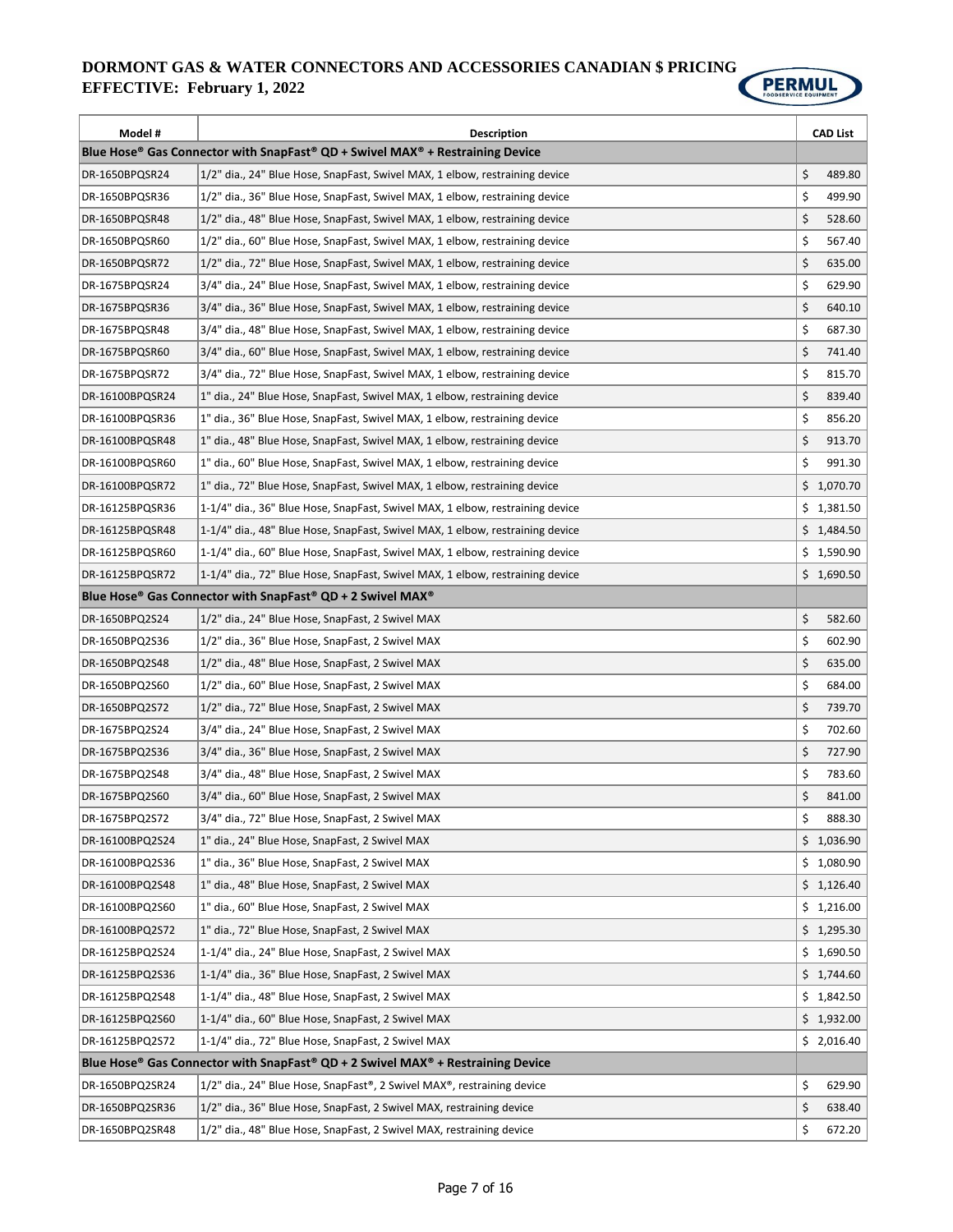# DORMONT GAS & WATER CONNECTORS AND ACCESSORIES CANADIAN $ PRICING
## EFFECTIVE: February 1, 2022

| Model # | Description | CAD List |
|---|---|---|
| **Blue Hose® Gas Connector with SnapFast® QD + Swivel MAX® + Restraining Device** | | |
| DR-1650BPQSR24 | 1/2" dia., 24" Blue Hose, SnapFast, Swivel MAX, 1 elbow, restraining device | $ 489.80 |
| DR-1650BPQSR36 | 1/2" dia., 36" Blue Hose, SnapFast, Swivel MAX, 1 elbow, restraining device | $ 499.90 |
| DR-1650BPQSR48 | 1/2" dia., 48" Blue Hose, SnapFast, Swivel MAX, 1 elbow, restraining device | $ 528.60 |
| DR-1650BPQSR60 | 1/2" dia., 60" Blue Hose, SnapFast, Swivel MAX, 1 elbow, restraining device | $ 567.40 |
| DR-1650BPQSR72 | 1/2" dia., 72" Blue Hose, SnapFast, Swivel MAX, 1 elbow, restraining device | $ 635.00 |
| DR-1675BPQSR24 | 3/4" dia., 24" Blue Hose, SnapFast, Swivel MAX, 1 elbow, restraining device | $ 629.90 |
| DR-1675BPQSR36 | 3/4" dia., 36" Blue Hose, SnapFast, Swivel MAX, 1 elbow, restraining device | $ 640.10 |
| DR-1675BPQSR48 | 3/4" dia., 48" Blue Hose, SnapFast, Swivel MAX, 1 elbow, restraining device | $ 687.30 |
| DR-1675BPQSR60 | 3/4" dia., 60" Blue Hose, SnapFast, Swivel MAX, 1 elbow, restraining device | $ 741.40 |
| DR-1675BPQSR72 | 3/4" dia., 72" Blue Hose, SnapFast, Swivel MAX, 1 elbow, restraining device | $ 815.70 |
| DR-16100BPQSR24 | 1" dia., 24" Blue Hose, SnapFast, Swivel MAX, 1 elbow, restraining device | $ 839.40 |
| DR-16100BPQSR36 | 1" dia., 36" Blue Hose, SnapFast, Swivel MAX, 1 elbow, restraining device | $ 856.20 |
| DR-16100BPQSR48 | 1" dia., 48" Blue Hose, SnapFast, Swivel MAX, 1 elbow, restraining device | $ 913.70 |
| DR-16100BPQSR60 | 1" dia., 60" Blue Hose, SnapFast, Swivel MAX, 1 elbow, restraining device | $ 991.30 |
| DR-16100BPQSR72 | 1" dia., 72" Blue Hose, SnapFast, Swivel MAX, 1 elbow, restraining device | $ 1,070.70 |
| DR-16125BPQSR36 | 1-1/4" dia., 36" Blue Hose, SnapFast, Swivel MAX, 1 elbow, restraining device | $ 1,381.50 |
| DR-16125BPQSR48 | 1-1/4" dia., 48" Blue Hose, SnapFast, Swivel MAX, 1 elbow, restraining device | $ 1,484.50 |
| DR-16125BPQSR60 | 1-1/4" dia., 60" Blue Hose, SnapFast, Swivel MAX, 1 elbow, restraining device | $ 1,590.90 |
| DR-16125BPQSR72 | 1-1/4" dia., 72" Blue Hose, SnapFast, Swivel MAX, 1 elbow, restraining device | $ 1,690.50 |
| **Blue Hose® Gas Connector with SnapFast® QD + 2 Swivel MAX®** | | |
| DR-1650BPQ2S24 | 1/2" dia., 24" Blue Hose, SnapFast, 2 Swivel MAX | $ 582.60 |
| DR-1650BPQ2S36 | 1/2" dia., 36" Blue Hose, SnapFast, 2 Swivel MAX | $ 602.90 |
| DR-1650BPQ2S48 | 1/2" dia., 48" Blue Hose, SnapFast, 2 Swivel MAX | $ 635.00 |
| DR-1650BPQ2S60 | 1/2" dia., 60" Blue Hose, SnapFast, 2 Swivel MAX | $ 684.00 |
| DR-1650BPQ2S72 | 1/2" dia., 72" Blue Hose, SnapFast, 2 Swivel MAX | $ 739.70 |
| DR-1675BPQ2S24 | 3/4" dia., 24" Blue Hose, SnapFast, 2 Swivel MAX | $ 702.60 |
| DR-1675BPQ2S36 | 3/4" dia., 36" Blue Hose, SnapFast, 2 Swivel MAX | $ 727.90 |
| DR-1675BPQ2S48 | 3/4" dia., 48" Blue Hose, SnapFast, 2 Swivel MAX | $ 783.60 |
| DR-1675BPQ2S60 | 3/4" dia., 60" Blue Hose, SnapFast, 2 Swivel MAX | $ 841.00 |
| DR-1675BPQ2S72 | 3/4" dia., 72" Blue Hose, SnapFast, 2 Swivel MAX | $ 888.30 |
| DR-16100BPQ2S24 | 1" dia., 24" Blue Hose, SnapFast, 2 Swivel MAX | $ 1,036.90 |
| DR-16100BPQ2S36 | 1" dia., 36" Blue Hose, SnapFast, 2 Swivel MAX | $ 1,080.90 |
| DR-16100BPQ2S48 | 1" dia., 48" Blue Hose, SnapFast, 2 Swivel MAX | $ 1,126.40 |
| DR-16100BPQ2S60 | 1" dia., 60" Blue Hose, SnapFast, 2 Swivel MAX | $ 1,216.00 |
| DR-16100BPQ2S72 | 1" dia., 72" Blue Hose, SnapFast, 2 Swivel MAX | $ 1,295.30 |
| DR-16125BPQ2S24 | 1-1/4" dia., 24" Blue Hose, SnapFast, 2 Swivel MAX | $ 1,690.50 |
| DR-16125BPQ2S36 | 1-1/4" dia., 36" Blue Hose, SnapFast, 2 Swivel MAX | $ 1,744.60 |
| DR-16125BPQ2S48 | 1-1/4" dia., 48" Blue Hose, SnapFast, 2 Swivel MAX | $ 1,842.50 |
| DR-16125BPQ2S60 | 1-1/4" dia., 60" Blue Hose, SnapFast, 2 Swivel MAX | $ 1,932.00 |
| DR-16125BPQ2S72 | 1-1/4" dia., 72" Blue Hose, SnapFast, 2 Swivel MAX | $ 2,016.40 |
| **Blue Hose® Gas Connector with SnapFast® QD + 2 Swivel MAX® + Restraining Device** | | |
| DR-1650BPQ2SR24 | 1/2" dia., 24" Blue Hose, SnapFast®, 2 Swivel MAX®, restraining device | $ 629.90 |
| DR-1650BPQ2SR36 | 1/2" dia., 36" Blue Hose, SnapFast, 2 Swivel MAX, restraining device | $ 638.40 |
| DR-1650BPQ2SR48 | 1/2" dia., 48" Blue Hose, SnapFast, 2 Swivel MAX, restraining device | $ 672.20 |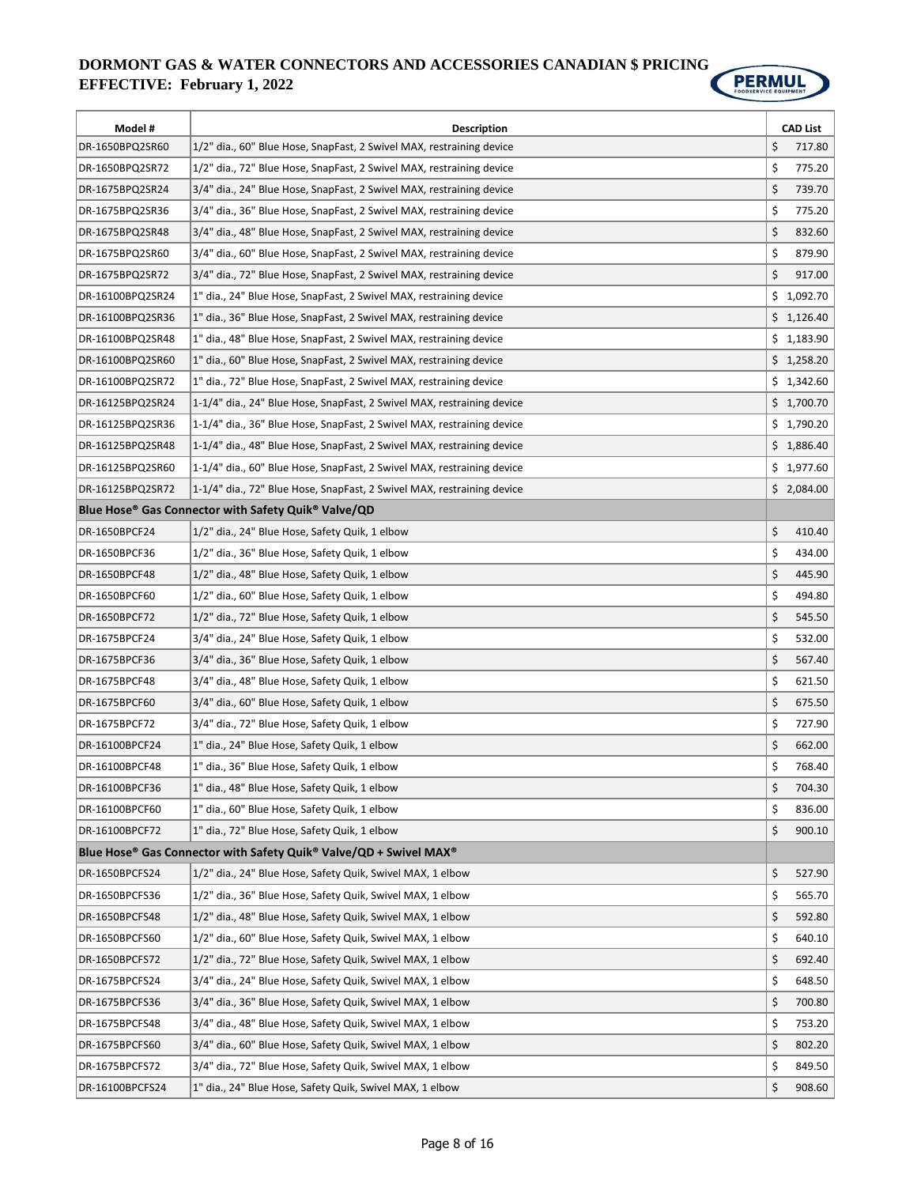# DORMONT GAS & WATER CONNECTORS AND ACCESSORIES CANADIAN $ PRICING

**EFFECTIVE: February 1, 2022**

| Model # | Description | CAD List |
|---|---|---|
| DR-1650BPQ2SR60 | 1/2" dia., 60" Blue Hose, SnapFast, 2 Swivel MAX, restraining device | $ 717.80 |
| DR-1650BPQ2SR72 | 1/2" dia., 72" Blue Hose, SnapFast, 2 Swivel MAX, restraining device | $ 775.20 |
| DR-1675BPQ2SR24 | 3/4" dia., 24" Blue Hose, SnapFast, 2 Swivel MAX, restraining device | $ 739.70 |
| DR-1675BPQ2SR36 | 3/4" dia., 36" Blue Hose, SnapFast, 2 Swivel MAX, restraining device | $ 775.20 |
| DR-1675BPQ2SR48 | 3/4" dia., 48" Blue Hose, SnapFast, 2 Swivel MAX, restraining device | $ 832.60 |
| DR-1675BPQ2SR60 | 3/4" dia., 60" Blue Hose, SnapFast, 2 Swivel MAX, restraining device | $ 879.90 |
| DR-1675BPQ2SR72 | 3/4" dia., 72" Blue Hose, SnapFast, 2 Swivel MAX, restraining device | $ 917.00 |
| DR-16100BPQ2SR24 | 1" dia., 24" Blue Hose, SnapFast, 2 Swivel MAX, restraining device | $ 1,092.70 |
| DR-16100BPQ2SR36 | 1" dia., 36" Blue Hose, SnapFast, 2 Swivel MAX, restraining device | $ 1,126.40 |
| DR-16100BPQ2SR48 | 1" dia., 48" Blue Hose, SnapFast, 2 Swivel MAX, restraining device | $ 1,183.90 |
| DR-16100BPQ2SR60 | 1" dia., 60" Blue Hose, SnapFast, 2 Swivel MAX, restraining device | $ 1,258.20 |
| DR-16100BPQ2SR72 | 1" dia., 72" Blue Hose, SnapFast, 2 Swivel MAX, restraining device | $ 1,342.60 |
| DR-16125BPQ2SR24 | 1-1/4" dia., 24" Blue Hose, SnapFast, 2 Swivel MAX, restraining device | $ 1,700.70 |
| DR-16125BPQ2SR36 | 1-1/4" dia., 36" Blue Hose, SnapFast, 2 Swivel MAX, restraining device | $ 1,790.20 |
| DR-16125BPQ2SR48 | 1-1/4" dia., 48" Blue Hose, SnapFast, 2 Swivel MAX, restraining device | $ 1,886.40 |
| DR-16125BPQ2SR60 | 1-1/4" dia., 60" Blue Hose, SnapFast, 2 Swivel MAX, restraining device | $ 1,977.60 |
| DR-16125BPQ2SR72 | 1-1/4" dia., 72" Blue Hose, SnapFast, 2 Swivel MAX, restraining device | $ 2,084.00 |
| **Blue Hose® Gas Connector with Safety Quik® Valve/QD** | | |
| DR-1650BPCF24 | 1/2" dia., 24" Blue Hose, Safety Quik, 1 elbow | $ 410.40 |
| DR-1650BPCF36 | 1/2" dia., 36" Blue Hose, Safety Quik, 1 elbow | $ 434.00 |
| DR-1650BPCF48 | 1/2" dia., 48" Blue Hose, Safety Quik, 1 elbow | $ 445.90 |
| DR-1650BPCF60 | 1/2" dia., 60" Blue Hose, Safety Quik, 1 elbow | $ 494.80 |
| DR-1650BPCF72 | 1/2" dia., 72" Blue Hose, Safety Quik, 1 elbow | $ 545.50 |
| DR-1675BPCF24 | 3/4" dia., 24" Blue Hose, Safety Quik, 1 elbow | $ 532.00 |
| DR-1675BPCF36 | 3/4" dia., 36" Blue Hose, Safety Quik, 1 elbow | $ 567.40 |
| DR-1675BPCF48 | 3/4" dia., 48" Blue Hose, Safety Quik, 1 elbow | $ 621.50 |
| DR-1675BPCF60 | 3/4" dia., 60" Blue Hose, Safety Quik, 1 elbow | $ 675.50 |
| DR-1675BPCF72 | 3/4" dia., 72" Blue Hose, Safety Quik, 1 elbow | $ 727.90 |
| DR-16100BPCF24 | 1" dia., 24" Blue Hose, Safety Quik, 1 elbow | $ 662.00 |
| DR-16100BPCF48 | 1" dia., 36" Blue Hose, Safety Quik, 1 elbow | $ 768.40 |
| DR-16100BPCF36 | 1" dia., 48" Blue Hose, Safety Quik, 1 elbow | $ 704.30 |
| DR-16100BPCF60 | 1" dia., 60" Blue Hose, Safety Quik, 1 elbow | $ 836.00 |
| DR-16100BPCF72 | 1" dia., 72" Blue Hose, Safety Quik, 1 elbow | $ 900.10 |
| **Blue Hose® Gas Connector with Safety Quik® Valve/QD + Swivel MAX®** | | |
| DR-1650BPCFS24 | 1/2" dia., 24" Blue Hose, Safety Quik, Swivel MAX, 1 elbow | $ 527.90 |
| DR-1650BPCFS36 | 1/2" dia., 36" Blue Hose, Safety Quik, Swivel MAX, 1 elbow | $ 565.70 |
| DR-1650BPCFS48 | 1/2" dia., 48" Blue Hose, Safety Quik, Swivel MAX, 1 elbow | $ 592.80 |
| DR-1650BPCFS60 | 1/2" dia., 60" Blue Hose, Safety Quik, Swivel MAX, 1 elbow | $ 640.10 |
| DR-1650BPCFS72 | 1/2" dia., 72" Blue Hose, Safety Quik, Swivel MAX, 1 elbow | $ 692.40 |
| DR-1675BPCFS24 | 3/4" dia., 24" Blue Hose, Safety Quik, Swivel MAX, 1 elbow | $ 648.50 |
| DR-1675BPCFS36 | 3/4" dia., 36" Blue Hose, Safety Quik, Swivel MAX, 1 elbow | $ 700.80 |
| DR-1675BPCFS48 | 3/4" dia., 48" Blue Hose, Safety Quik, Swivel MAX, 1 elbow | $ 753.20 |
| DR-1675BPCFS60 | 3/4" dia., 60" Blue Hose, Safety Quik, Swivel MAX, 1 elbow | $ 802.20 |
| DR-1675BPCFS72 | 3/4" dia., 72" Blue Hose, Safety Quik, Swivel MAX, 1 elbow | $ 849.50 |
| DR-16100BPCFS24 | 1" dia., 24" Blue Hose, Safety Quik, Swivel MAX, 1 elbow | $ 908.60 |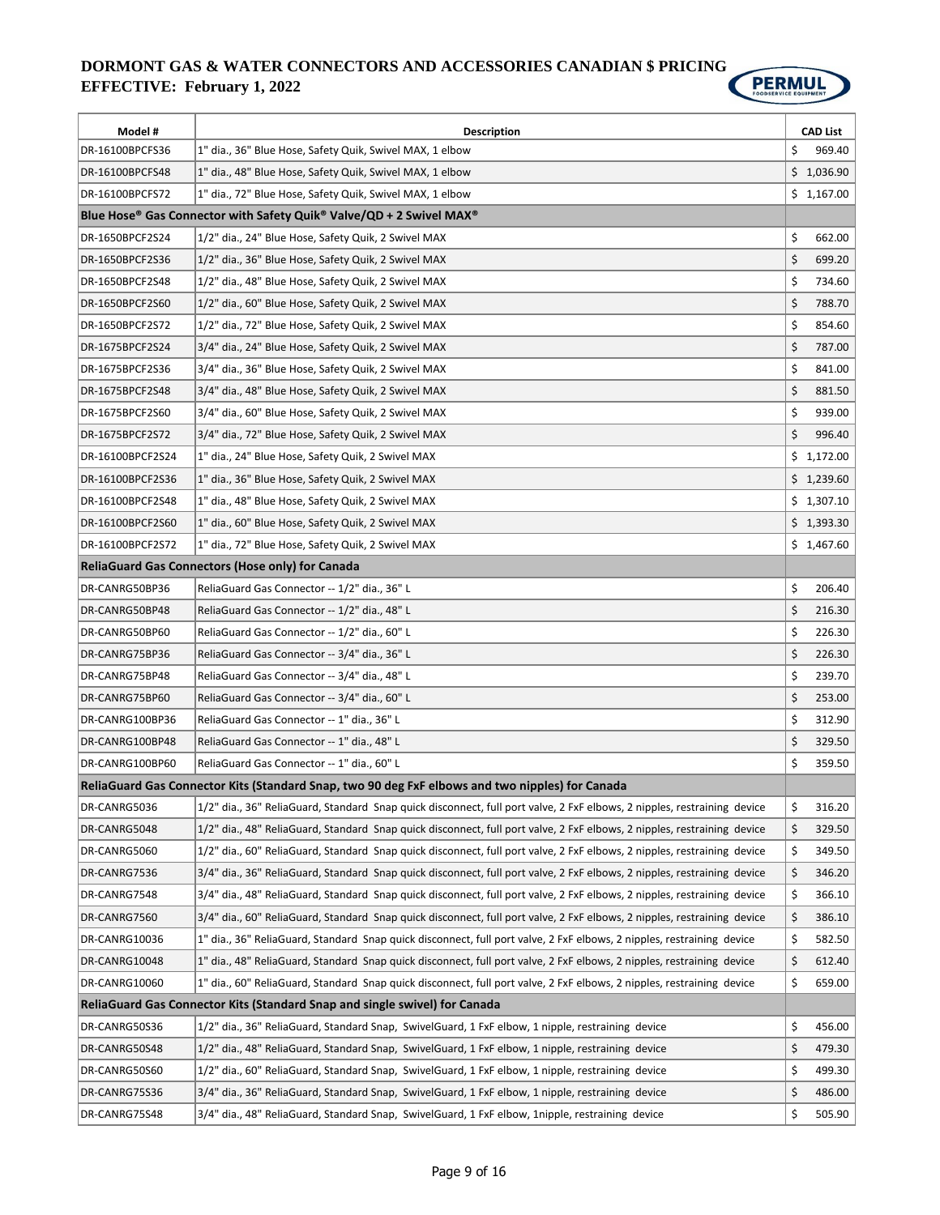# DORMONT GAS & WATER CONNECTORS AND ACCESSORIES CANADIAN $ PRICING
## EFFECTIVE: February 1, 2022

| Model # | Description | CAD List |
|---|---|---|
| DR-16100BPCFS36 | 1" dia., 36" Blue Hose, Safety Quik, Swivel MAX, 1 elbow | $ 969.40 |
| DR-16100BPCFS48 | 1" dia., 48" Blue Hose, Safety Quik, Swivel MAX, 1 elbow | $ 1,036.90 |
| DR-16100BPCFS72 | 1" dia., 72" Blue Hose, Safety Quik, Swivel MAX, 1 elbow | $ 1,167.00 |
| **Blue Hose® Gas Connector with Safety Quik® Valve/QD + 2 Swivel MAX®** | | |
| DR-1650BPCF2S24 | 1/2" dia., 24" Blue Hose, Safety Quik, 2 Swivel MAX | $ 662.00 |
| DR-1650BPCF2S36 | 1/2" dia., 36" Blue Hose, Safety Quik, 2 Swivel MAX | $ 699.20 |
| DR-1650BPCF2S48 | 1/2" dia., 48" Blue Hose, Safety Quik, 2 Swivel MAX | $ 734.60 |
| DR-1650BPCF2S60 | 1/2" dia., 60" Blue Hose, Safety Quik, 2 Swivel MAX | $ 788.70 |
| DR-1650BPCF2S72 | 1/2" dia., 72" Blue Hose, Safety Quik, 2 Swivel MAX | $ 854.60 |
| DR-1675BPCF2S24 | 3/4" dia., 24" Blue Hose, Safety Quik, 2 Swivel MAX | $ 787.00 |
| DR-1675BPCF2S36 | 3/4" dia., 36" Blue Hose, Safety Quik, 2 Swivel MAX | $ 841.00 |
| DR-1675BPCF2S48 | 3/4" dia., 48" Blue Hose, Safety Quik, 2 Swivel MAX | $ 881.50 |
| DR-1675BPCF2S60 | 3/4" dia., 60" Blue Hose, Safety Quik, 2 Swivel MAX | $ 939.00 |
| DR-1675BPCF2S72 | 3/4" dia., 72" Blue Hose, Safety Quik, 2 Swivel MAX | $ 996.40 |
| DR-16100BPCF2S24 | 1" dia., 24" Blue Hose, Safety Quik, 2 Swivel MAX | $ 1,172.00 |
| DR-16100BPCF2S36 | 1" dia., 36" Blue Hose, Safety Quik, 2 Swivel MAX | $ 1,239.60 |
| DR-16100BPCF2S48 | 1" dia., 48" Blue Hose, Safety Quik, 2 Swivel MAX | $ 1,307.10 |
| DR-16100BPCF2S60 | 1" dia., 60" Blue Hose, Safety Quik, 2 Swivel MAX | $ 1,393.30 |
| DR-16100BPCF2S72 | 1" dia., 72" Blue Hose, Safety Quik, 2 Swivel MAX | $ 1,467.60 |
| **ReliaGuard Gas Connectors (Hose only) for Canada** | | |
| DR-CANRG50BP36 | ReliaGuard Gas Connector -- 1/2" dia., 36" L | $ 206.40 |
| DR-CANRG50BP48 | ReliaGuard Gas Connector -- 1/2" dia., 48" L | $ 216.30 |
| DR-CANRG50BP60 | ReliaGuard Gas Connector -- 1/2" dia., 60" L | $ 226.30 |
| DR-CANRG75BP36 | ReliaGuard Gas Connector -- 3/4" dia., 36" L | $ 226.30 |
| DR-CANRG75BP48 | ReliaGuard Gas Connector -- 3/4" dia., 48" L | $ 239.70 |
| DR-CANRG75BP60 | ReliaGuard Gas Connector -- 3/4" dia., 60" L | $ 253.00 |
| DR-CANRG100BP36 | ReliaGuard Gas Connector -- 1" dia., 36" L | $ 312.90 |
| DR-CANRG100BP48 | ReliaGuard Gas Connector -- 1" dia., 48" L | $ 329.50 |
| DR-CANRG100BP60 | ReliaGuard Gas Connector -- 1" dia., 60" L | $ 359.50 |
| **ReliaGuard Gas Connector Kits (Standard Snap, two 90 deg FxF elbows and two nipples) for Canada** | | |
| DR-CANRG5036 | 1/2" dia., 36" ReliaGuard, Standard Snap quick disconnect, full port valve, 2 FxF elbows, 2 nipples, restraining device | $ 316.20 |
| DR-CANRG5048 | 1/2" dia., 48" ReliaGuard, Standard Snap quick disconnect, full port valve, 2 FxF elbows, 2 nipples, restraining device | $ 329.50 |
| DR-CANRG5060 | 1/2" dia., 60" ReliaGuard, Standard Snap quick disconnect, full port valve, 2 FxF elbows, 2 nipples, restraining device | $ 349.50 |
| DR-CANRG7536 | 3/4" dia., 36" ReliaGuard, Standard Snap quick disconnect, full port valve, 2 FxF elbows, 2 nipples, restraining device | $ 346.20 |
| DR-CANRG7548 | 3/4" dia., 48" ReliaGuard, Standard Snap quick disconnect, full port valve, 2 FxF elbows, 2 nipples, restraining device | $ 366.10 |
| DR-CANRG7560 | 3/4" dia., 60" ReliaGuard, Standard Snap quick disconnect, full port valve, 2 FxF elbows, 2 nipples, restraining device | $ 386.10 |
| DR-CANRG10036 | 1" dia., 36" ReliaGuard, Standard Snap quick disconnect, full port valve, 2 FxF elbows, 2 nipples, restraining device | $ 582.50 |
| DR-CANRG10048 | 1" dia., 48" ReliaGuard, Standard Snap quick disconnect, full port valve, 2 FxF elbows, 2 nipples, restraining device | $ 612.40 |
| DR-CANRG10060 | 1" dia., 60" ReliaGuard, Standard Snap quick disconnect, full port valve, 2 FxF elbows, 2 nipples, restraining device | $ 659.00 |
| **ReliaGuard Gas Connector Kits (Standard Snap and single swivel) for Canada** | | |
| DR-CANRG50S36 | 1/2" dia., 36" ReliaGuard, Standard Snap, SwivelGuard, 1 FxF elbow, 1 nipple, restraining device | $ 456.00 |
| DR-CANRG50S48 | 1/2" dia., 48" ReliaGuard, Standard Snap, SwivelGuard, 1 FxF elbow, 1 nipple, restraining device | $ 479.30 |
| DR-CANRG50S60 | 1/2" dia., 60" ReliaGuard, Standard Snap, SwivelGuard, 1 FxF elbow, 1 nipple, restraining device | $ 499.30 |
| DR-CANRG75S36 | 3/4" dia., 36" ReliaGuard, Standard Snap, SwivelGuard, 1 FxF elbow, 1 nipple, restraining device | $ 486.00 |
| DR-CANRG75S48 | 3/4" dia., 48" ReliaGuard, Standard Snap, SwivelGuard, 1 FxF elbow, 1nipple, restraining device | $ 505.90 |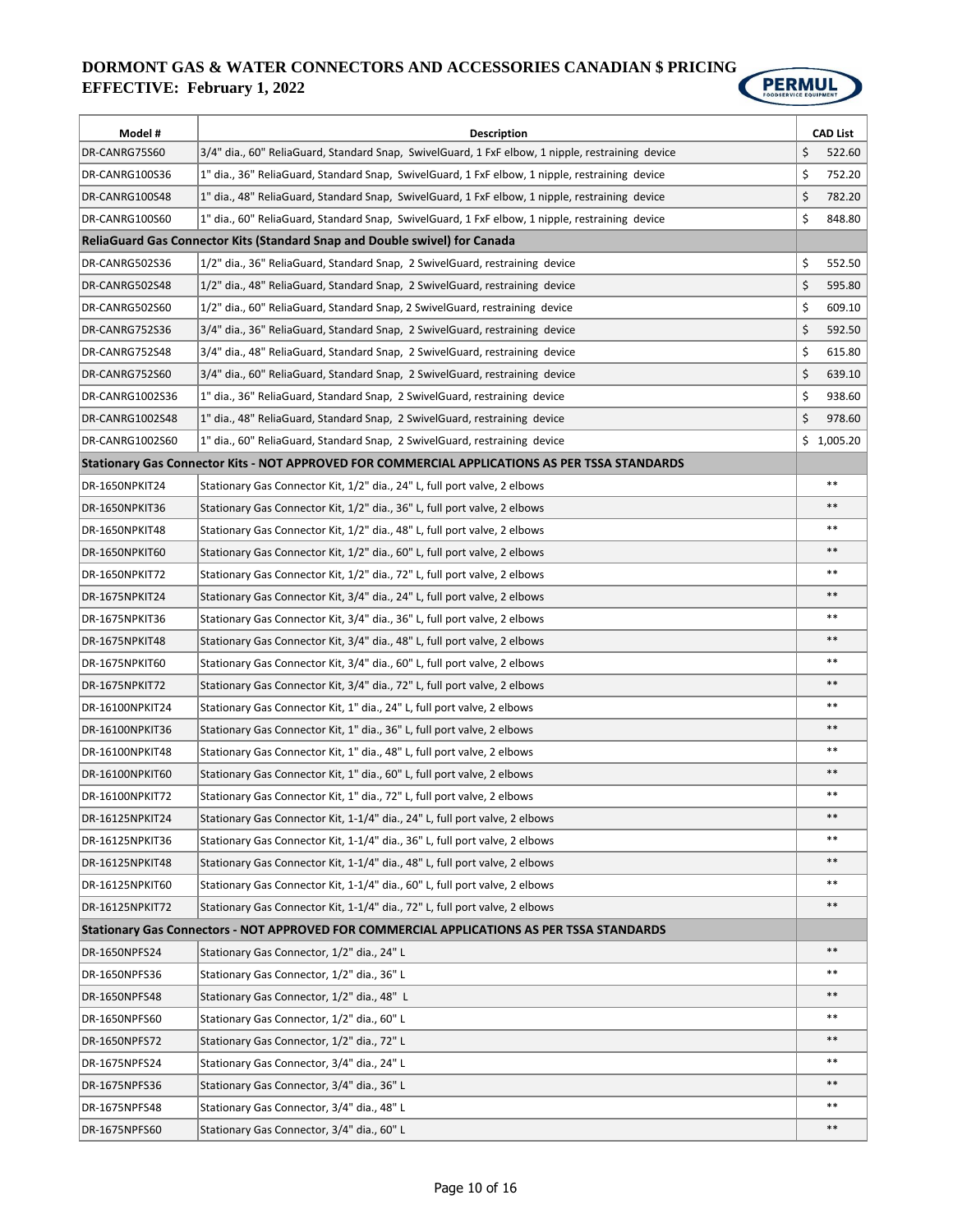# DORMONT GAS & WATER CONNECTORS AND ACCESSORIES CANADIAN $ PRICING

**EFFECTIVE: February 1, 2022**

| Model # | Description | CAD List |
|---|---|---|
| DR-CANRG75S60 | 3/4" dia., 60" ReliaGuard, Standard Snap, SwivelGuard, 1 FxF elbow, 1 nipple, restraining device | $ 522.60 |
| DR-CANRG100S36 | 1" dia., 36" ReliaGuard, Standard Snap, SwivelGuard, 1 FxF elbow, 1 nipple, restraining device | $ 752.20 |
| DR-CANRG100S48 | 1" dia., 48" ReliaGuard, Standard Snap, SwivelGuard, 1 FxF elbow, 1 nipple, restraining device | $ 782.20 |
| DR-CANRG100S60 | 1" dia., 60" ReliaGuard, Standard Snap, SwivelGuard, 1 FxF elbow, 1 nipple, restraining device | $ 848.80 |
| **ReliaGuard Gas Connector Kits (Standard Snap and Double swivel) for Canada** | | |
| DR-CANRG502S36 | 1/2" dia., 36" ReliaGuard, Standard Snap, 2 SwivelGuard, restraining device | $ 552.50 |
| DR-CANRG502S48 | 1/2" dia., 48" ReliaGuard, Standard Snap, 2 SwivelGuard, restraining device | $ 595.80 |
| DR-CANRG502S60 | 1/2" dia., 60" ReliaGuard, Standard Snap, 2 SwivelGuard, restraining device | $ 609.10 |
| DR-CANRG752S36 | 3/4" dia., 36" ReliaGuard, Standard Snap, 2 SwivelGuard, restraining device | $ 592.50 |
| DR-CANRG752S48 | 3/4" dia., 48" ReliaGuard, Standard Snap, 2 SwivelGuard, restraining device | $ 615.80 |
| DR-CANRG752S60 | 3/4" dia., 60" ReliaGuard, Standard Snap, 2 SwivelGuard, restraining device | $ 639.10 |
| DR-CANRG1002S36 | 1" dia., 36" ReliaGuard, Standard Snap, 2 SwivelGuard, restraining device | $ 938.60 |
| DR-CANRG1002S48 | 1" dia., 48" ReliaGuard, Standard Snap, 2 SwivelGuard, restraining device | $ 978.60 |
| DR-CANRG1002S60 | 1" dia., 60" ReliaGuard, Standard Snap, 2 SwivelGuard, restraining device | $ 1,005.20 |
| **Stationary Gas Connector Kits - NOT APPROVED FOR COMMERCIAL APPLICATIONS AS PER TSSA STANDARDS** | | |
| DR-1650NPKIT24 | Stationary Gas Connector Kit, 1/2" dia., 24" L, full port valve, 2 elbows | ** |
| DR-1650NPKIT36 | Stationary Gas Connector Kit, 1/2" dia., 36" L, full port valve, 2 elbows | ** |
| DR-1650NPKIT48 | Stationary Gas Connector Kit, 1/2" dia., 48" L, full port valve, 2 elbows | ** |
| DR-1650NPKIT60 | Stationary Gas Connector Kit, 1/2" dia., 60" L, full port valve, 2 elbows | ** |
| DR-1650NPKIT72 | Stationary Gas Connector Kit, 1/2" dia., 72" L, full port valve, 2 elbows | ** |
| DR-1675NPKIT24 | Stationary Gas Connector Kit, 3/4" dia., 24" L, full port valve, 2 elbows | ** |
| DR-1675NPKIT36 | Stationary Gas Connector Kit, 3/4" dia., 36" L, full port valve, 2 elbows | ** |
| DR-1675NPKIT48 | Stationary Gas Connector Kit, 3/4" dia., 48" L, full port valve, 2 elbows | ** |
| DR-1675NPKIT60 | Stationary Gas Connector Kit, 3/4" dia., 60" L, full port valve, 2 elbows | ** |
| DR-1675NPKIT72 | Stationary Gas Connector Kit, 3/4" dia., 72" L, full port valve, 2 elbows | ** |
| DR-16100NPKIT24 | Stationary Gas Connector Kit, 1" dia., 24" L, full port valve, 2 elbows | ** |
| DR-16100NPKIT36 | Stationary Gas Connector Kit, 1" dia., 36" L, full port valve, 2 elbows | ** |
| DR-16100NPKIT48 | Stationary Gas Connector Kit, 1" dia., 48" L, full port valve, 2 elbows | ** |
| DR-16100NPKIT60 | Stationary Gas Connector Kit, 1" dia., 60" L, full port valve, 2 elbows | ** |
| DR-16100NPKIT72 | Stationary Gas Connector Kit, 1" dia., 72" L, full port valve, 2 elbows | ** |
| DR-16125NPKIT24 | Stationary Gas Connector Kit, 1-1/4" dia., 24" L, full port valve, 2 elbows | ** |
| DR-16125NPKIT36 | Stationary Gas Connector Kit, 1-1/4" dia., 36" L, full port valve, 2 elbows | ** |
| DR-16125NPKIT48 | Stationary Gas Connector Kit, 1-1/4" dia., 48" L, full port valve, 2 elbows | ** |
| DR-16125NPKIT60 | Stationary Gas Connector Kit, 1-1/4" dia., 60" L, full port valve, 2 elbows | ** |
| DR-16125NPKIT72 | Stationary Gas Connector Kit, 1-1/4" dia., 72" L, full port valve, 2 elbows | ** |
| **Stationary Gas Connectors - NOT APPROVED FOR COMMERCIAL APPLICATIONS AS PER TSSA STANDARDS** | | |
| DR-1650NPFS24 | Stationary Gas Connector, 1/2" dia., 24" L | ** |
| DR-1650NPFS36 | Stationary Gas Connector, 1/2" dia., 36" L | ** |
| DR-1650NPFS48 | Stationary Gas Connector, 1/2" dia., 48" L | ** |
| DR-1650NPFS60 | Stationary Gas Connector, 1/2" dia., 60" L | ** |
| DR-1650NPFS72 | Stationary Gas Connector, 1/2" dia., 72" L | ** |
| DR-1675NPFS24 | Stationary Gas Connector, 3/4" dia., 24" L | ** |
| DR-1675NPFS36 | Stationary Gas Connector, 3/4" dia., 36" L | ** |
| DR-1675NPFS48 | Stationary Gas Connector, 3/4" dia., 48" L | ** |
| DR-1675NPFS60 | Stationary Gas Connector, 3/4" dia., 60" L | ** |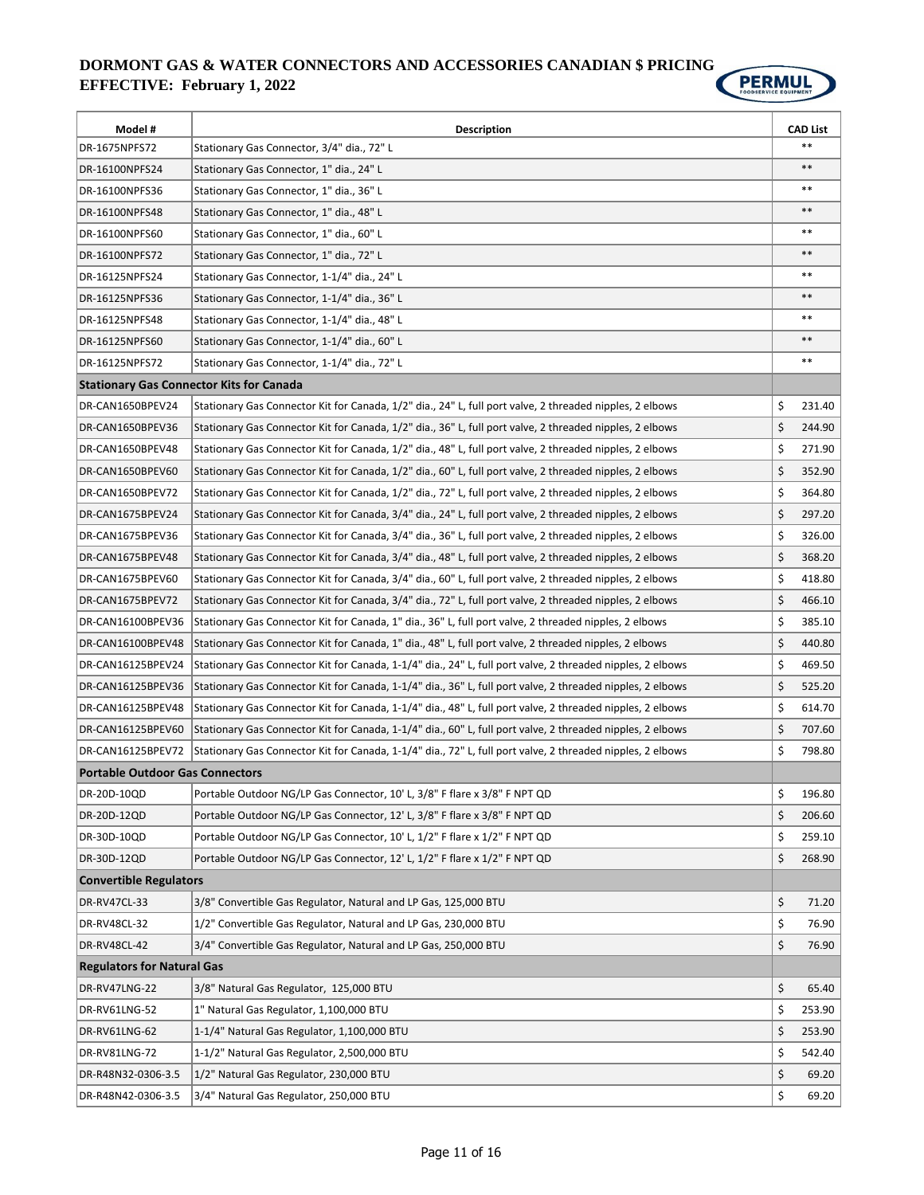# DORMONT GAS & WATER CONNECTORS AND ACCESSORIES CANADIAN $ PRICING
## EFFECTIVE: February 1, 2022

| Model # | Description | CAD List |
|---|---|---|
| DR-1675NPFS72 | Stationary Gas Connector, 3/4" dia., 72" L | ** |
| DR-16100NPFS24 | Stationary Gas Connector, 1" dia., 24" L | ** |
| DR-16100NPFS36 | Stationary Gas Connector, 1" dia., 36" L | ** |
| DR-16100NPFS48 | Stationary Gas Connector, 1" dia., 48" L | ** |
| DR-16100NPFS60 | Stationary Gas Connector, 1" dia., 60" L | ** |
| DR-16100NPFS72 | Stationary Gas Connector, 1" dia., 72" L | ** |
| DR-16125NPFS24 | Stationary Gas Connector, 1-1/4" dia., 24" L | ** |
| DR-16125NPFS36 | Stationary Gas Connector, 1-1/4" dia., 36" L | ** |
| DR-16125NPFS48 | Stationary Gas Connector, 1-1/4" dia., 48" L | ** |
| DR-16125NPFS60 | Stationary Gas Connector, 1-1/4" dia., 60" L | ** |
| DR-16125NPFS72 | Stationary Gas Connector, 1-1/4" dia., 72" L | ** |
| **Stationary Gas Connector Kits for Canada** | | |
| DR-CAN1650BPEV24 | Stationary Gas Connector Kit for Canada, 1/2" dia., 24" L, full port valve, 2 threaded nipples, 2 elbows | $ 231.40 |
| DR-CAN1650BPEV36 | Stationary Gas Connector Kit for Canada, 1/2" dia., 36" L, full port valve, 2 threaded nipples, 2 elbows | $ 244.90 |
| DR-CAN1650BPEV48 | Stationary Gas Connector Kit for Canada, 1/2" dia., 48" L, full port valve, 2 threaded nipples, 2 elbows | $ 271.90 |
| DR-CAN1650BPEV60 | Stationary Gas Connector Kit for Canada, 1/2" dia., 60" L, full port valve, 2 threaded nipples, 2 elbows | $ 352.90 |
| DR-CAN1650BPEV72 | Stationary Gas Connector Kit for Canada, 1/2" dia., 72" L, full port valve, 2 threaded nipples, 2 elbows | $ 364.80 |
| DR-CAN1675BPEV24 | Stationary Gas Connector Kit for Canada, 3/4" dia., 24" L, full port valve, 2 threaded nipples, 2 elbows | $ 297.20 |
| DR-CAN1675BPEV36 | Stationary Gas Connector Kit for Canada, 3/4" dia., 36" L, full port valve, 2 threaded nipples, 2 elbows | $ 326.00 |
| DR-CAN1675BPEV48 | Stationary Gas Connector Kit for Canada, 3/4" dia., 48" L, full port valve, 2 threaded nipples, 2 elbows | $ 368.20 |
| DR-CAN1675BPEV60 | Stationary Gas Connector Kit for Canada, 3/4" dia., 60" L, full port valve, 2 threaded nipples, 2 elbows | $ 418.80 |
| DR-CAN1675BPEV72 | Stationary Gas Connector Kit for Canada, 3/4" dia., 72" L, full port valve, 2 threaded nipples, 2 elbows | $ 466.10 |
| DR-CAN16100BPEV36 | Stationary Gas Connector Kit for Canada, 1" dia., 36" L, full port valve, 2 threaded nipples, 2 elbows | $ 385.10 |
| DR-CAN16100BPEV48 | Stationary Gas Connector Kit for Canada, 1" dia., 48" L, full port valve, 2 threaded nipples, 2 elbows | $ 440.80 |
| DR-CAN16125BPEV24 | Stationary Gas Connector Kit for Canada, 1-1/4" dia., 24" L, full port valve, 2 threaded nipples, 2 elbows | $ 469.50 |
| DR-CAN16125BPEV36 | Stationary Gas Connector Kit for Canada, 1-1/4" dia., 36" L, full port valve, 2 threaded nipples, 2 elbows | $ 525.20 |
| DR-CAN16125BPEV48 | Stationary Gas Connector Kit for Canada, 1-1/4" dia., 48" L, full port valve, 2 threaded nipples, 2 elbows | $ 614.70 |
| DR-CAN16125BPEV60 | Stationary Gas Connector Kit for Canada, 1-1/4" dia., 60" L, full port valve, 2 threaded nipples, 2 elbows | $ 707.60 |
| DR-CAN16125BPEV72 | Stationary Gas Connector Kit for Canada, 1-1/4" dia., 72" L, full port valve, 2 threaded nipples, 2 elbows | $ 798.80 |
| **Portable Outdoor Gas Connectors** | | |
| DR-20D-10QD | Portable Outdoor NG/LP Gas Connector, 10' L, 3/8" F flare x 3/8" F NPT QD | $ 196.80 |
| DR-20D-12QD | Portable Outdoor NG/LP Gas Connector, 12' L, 3/8" F flare x 3/8" F NPT QD | $ 206.60 |
| DR-30D-10QD | Portable Outdoor NG/LP Gas Connector, 10' L, 1/2" F flare x 1/2" F NPT QD | $ 259.10 |
| DR-30D-12QD | Portable Outdoor NG/LP Gas Connector, 12' L, 1/2" F flare x 1/2" F NPT QD | $ 268.90 |
| **Convertible Regulators** | | |
| DR-RV47CL-33 | 3/8" Convertible Gas Regulator, Natural and LP Gas, 125,000 BTU | $ 71.20 |
| DR-RV48CL-32 | 1/2" Convertible Gas Regulator, Natural and LP Gas, 230,000 BTU | $ 76.90 |
| DR-RV48CL-42 | 3/4" Convertible Gas Regulator, Natural and LP Gas, 250,000 BTU | $ 76.90 |
| **Regulators for Natural Gas** | | |
| DR-RV47LNG-22 | 3/8" Natural Gas Regulator, 125,000 BTU | $ 65.40 |
| DR-RV61LNG-52 | 1" Natural Gas Regulator, 1,100,000 BTU | $ 253.90 |
| DR-RV61LNG-62 | 1-1/4" Natural Gas Regulator, 1,100,000 BTU | $ 253.90 |
| DR-RV81LNG-72 | 1-1/2" Natural Gas Regulator, 2,500,000 BTU | $ 542.40 |
| DR-R48N32-0306-3.5 | 1/2" Natural Gas Regulator, 230,000 BTU | $ 69.20 |
| DR-R48N42-0306-3.5 | 3/4" Natural Gas Regulator, 250,000 BTU | $ 69.20 |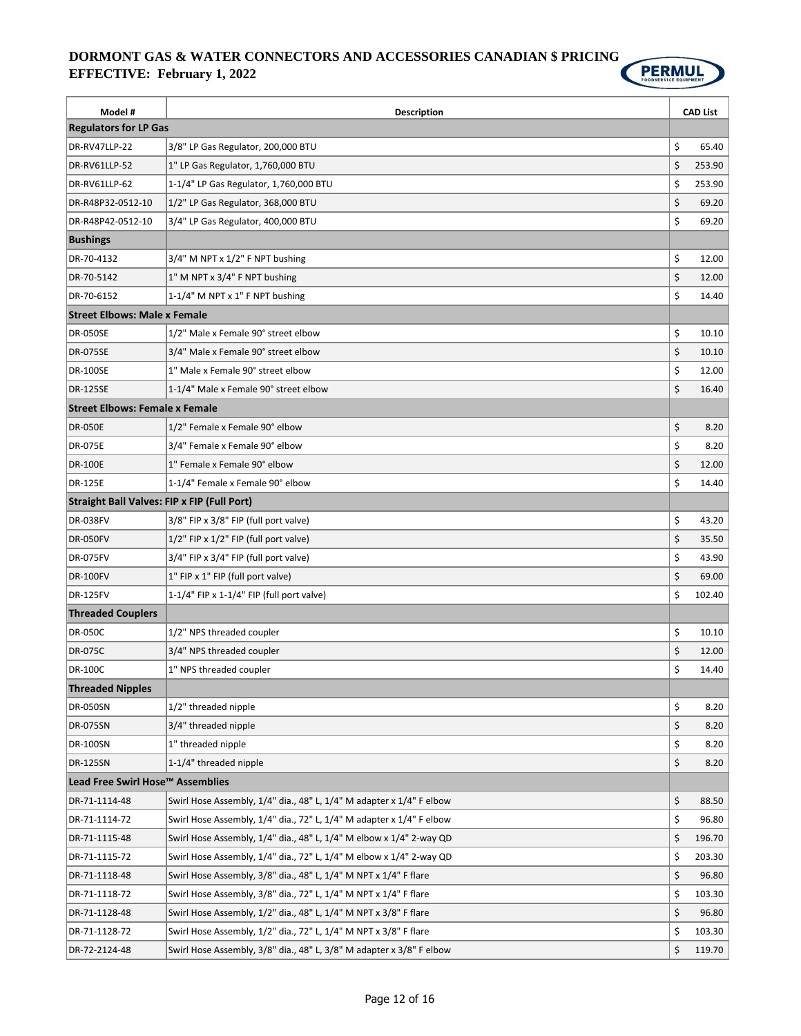# DORMONT GAS & WATER CONNECTORS AND ACCESSORIES CANADIAN $ PRICING
## EFFECTIVE: February 1, 2022

PERMUL FOODSERVICE EQUIPMENT

| Model # | Description | CAD List |
|---|---|---|
| **Regulators for LP Gas** | | |
| DR-RV47LLP-22 | 3/8" LP Gas Regulator, 200,000 BTU | $ 65.40 |
| DR-RV61LLP-52 | 1" LP Gas Regulator, 1,760,000 BTU | $ 253.90 |
| DR-RV61LLP-62 | 1-1/4" LP Gas Regulator, 1,760,000 BTU | $ 253.90 |
| DR-R48P32-0512-10 | 1/2" LP Gas Regulator, 368,000 BTU | $ 69.20 |
| DR-R48P42-0512-10 | 3/4" LP Gas Regulator, 400,000 BTU | $ 69.20 |
| **Bushings** | | |
| DR-70-4132 | 3/4" M NPT x 1/2" F NPT bushing | $ 12.00 |
| DR-70-5142 | 1" M NPT x 3/4" F NPT bushing | $ 12.00 |
| DR-70-6152 | 1-1/4" M NPT x 1" F NPT bushing | $ 14.40 |
| **Street Elbows: Male x Female** | | |
| DR-050SE | 1/2" Male x Female 90° street elbow | $ 10.10 |
| DR-075SE | 3/4" Male x Female 90° street elbow | $ 10.10 |
| DR-100SE | 1" Male x Female 90° street elbow | $ 12.00 |
| DR-125SE | 1-1/4" Male x Female 90° street elbow | $ 16.40 |
| **Street Elbows: Female x Female** | | |
| DR-050E | 1/2" Female x Female 90° elbow | $ 8.20 |
| DR-075E | 3/4" Female x Female 90° elbow | $ 8.20 |
| DR-100E | 1" Female x Female 90° elbow | $ 12.00 |
| DR-125E | 1-1/4" Female x Female 90° elbow | $ 14.40 |
| **Straight Ball Valves: FIP x FIP (Full Port)** | | |
| DR-038FV | 3/8" FIP x 3/8" FIP (full port valve) | $ 43.20 |
| DR-050FV | 1/2" FIP x 1/2" FIP (full port valve) | $ 35.50 |
| DR-075FV | 3/4" FIP x 3/4" FIP (full port valve) | $ 43.90 |
| DR-100FV | 1" FIP x 1" FIP (full port valve) | $ 69.00 |
| DR-125FV | 1-1/4" FIP x 1-1/4" FIP (full port valve) | $ 102.40 |
| **Threaded Couplers** | | |
| DR-050C | 1/2" NPS threaded coupler | $ 10.10 |
| DR-075C | 3/4" NPS threaded coupler | $ 12.00 |
| DR-100C | 1" NPS threaded coupler | $ 14.40 |
| **Threaded Nipples** | | |
| DR-050SN | 1/2" threaded nipple | $ 8.20 |
| DR-075SN | 3/4" threaded nipple | $ 8.20 |
| DR-100SN | 1" threaded nipple | $ 8.20 |
| DR-125SN | 1-1/4" threaded nipple | $ 8.20 |
| **Lead Free Swirl Hose™ Assemblies** | | |
| DR-71-1114-48 | Swirl Hose Assembly, 1/4" dia., 48" L, 1/4" M adapter x 1/4" F elbow | $ 88.50 |
| DR-71-1114-72 | Swirl Hose Assembly, 1/4" dia., 72" L, 1/4" M adapter x 1/4" F elbow | $ 96.80 |
| DR-71-1115-48 | Swirl Hose Assembly, 1/4" dia., 48" L, 1/4" M elbow x 1/4" 2-way QD | $ 196.70 |
| DR-71-1115-72 | Swirl Hose Assembly, 1/4" dia., 72" L, 1/4" M elbow x 1/4" 2-way QD | $ 203.30 |
| DR-71-1118-48 | Swirl Hose Assembly, 3/8" dia., 48" L, 1/4" M NPT x 1/4" F flare | $ 96.80 |
| DR-71-1118-72 | Swirl Hose Assembly, 3/8" dia., 72" L, 1/4" M NPT x 1/4" F flare | $ 103.30 |
| DR-71-1128-48 | Swirl Hose Assembly, 1/2" dia., 48" L, 1/4" M NPT x 3/8" F flare | $ 96.80 |
| DR-71-1128-72 | Swirl Hose Assembly, 1/2" dia., 72" L, 1/4" M NPT x 3/8" F flare | $ 103.30 |
| DR-72-2124-48 | Swirl Hose Assembly, 3/8" dia., 48" L, 3/8" M adapter x 3/8" F elbow | $ 119.70 |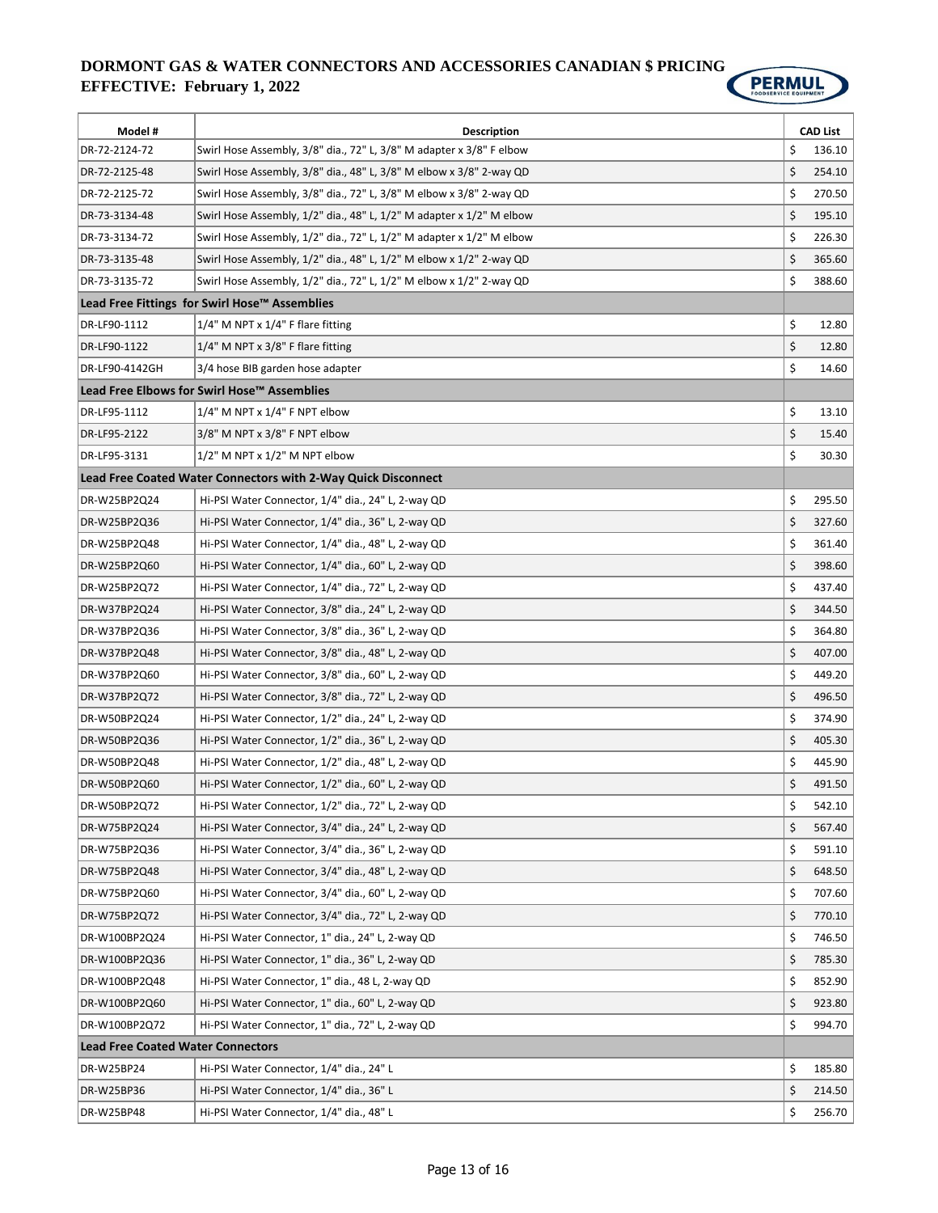# DORMONT GAS & WATER CONNECTORS AND ACCESSORIES CANADIAN $ PRICING

## EFFECTIVE: February 1, 2022

| Model # | Description | CAD List |
|---|---|---|
| DR-72-2124-72 | Swirl Hose Assembly, 3/8" dia., 72" L, 3/8" M adapter x 3/8" F elbow | $ 136.10 |
| DR-72-2125-48 | Swirl Hose Assembly, 3/8" dia., 48" L, 3/8" M elbow x 3/8" 2-way QD | $ 254.10 |
| DR-72-2125-72 | Swirl Hose Assembly, 3/8" dia., 72" L, 3/8" M elbow x 3/8" 2-way QD | $ 270.50 |
| DR-73-3134-48 | Swirl Hose Assembly, 1/2" dia., 48" L, 1/2" M adapter x 1/2" M elbow | $ 195.10 |
| DR-73-3134-72 | Swirl Hose Assembly, 1/2" dia., 72" L, 1/2" M adapter x 1/2" M elbow | $ 226.30 |
| DR-73-3135-48 | Swirl Hose Assembly, 1/2" dia., 48" L, 1/2" M elbow x 1/2" 2-way QD | $ 365.60 |
| DR-73-3135-72 | Swirl Hose Assembly, 1/2" dia., 72" L, 1/2" M elbow x 1/2" 2-way QD | $ 388.60 |
| **Lead Free Fittings for Swirl Hose™ Assemblies** | | |
| DR-LF90-1112 | 1/4" M NPT x 1/4" F flare fitting | $ 12.80 |
| DR-LF90-1122 | 1/4" M NPT x 3/8" F flare fitting | $ 12.80 |
| DR-LF90-4142GH | 3/4 hose BIB garden hose adapter | $ 14.60 |
| **Lead Free Elbows for Swirl Hose™ Assemblies** | | |
| DR-LF95-1112 | 1/4" M NPT x 1/4" F NPT elbow | $ 13.10 |
| DR-LF95-2122 | 3/8" M NPT x 3/8" F NPT elbow | $ 15.40 |
| DR-LF95-3131 | 1/2" M NPT x 1/2" M NPT elbow | $ 30.30 |
| **Lead Free Coated Water Connectors with 2-Way Quick Disconnect** | | |
| DR-W25BP2Q24 | Hi-PSI Water Connector, 1/4" dia., 24" L, 2-way QD | $ 295.50 |
| DR-W25BP2Q36 | Hi-PSI Water Connector, 1/4" dia., 36" L, 2-way QD | $ 327.60 |
| DR-W25BP2Q48 | Hi-PSI Water Connector, 1/4" dia., 48" L, 2-way QD | $ 361.40 |
| DR-W25BP2Q60 | Hi-PSI Water Connector, 1/4" dia., 60" L, 2-way QD | $ 398.60 |
| DR-W25BP2Q72 | Hi-PSI Water Connector, 1/4" dia., 72" L, 2-way QD | $ 437.40 |
| DR-W37BP2Q24 | Hi-PSI Water Connector, 3/8" dia., 24" L, 2-way QD | $ 344.50 |
| DR-W37BP2Q36 | Hi-PSI Water Connector, 3/8" dia., 36" L, 2-way QD | $ 364.80 |
| DR-W37BP2Q48 | Hi-PSI Water Connector, 3/8" dia., 48" L, 2-way QD | $ 407.00 |
| DR-W37BP2Q60 | Hi-PSI Water Connector, 3/8" dia., 60" L, 2-way QD | $ 449.20 |
| DR-W37BP2Q72 | Hi-PSI Water Connector, 3/8" dia., 72" L, 2-way QD | $ 496.50 |
| DR-W50BP2Q24 | Hi-PSI Water Connector, 1/2" dia., 24" L, 2-way QD | $ 374.90 |
| DR-W50BP2Q36 | Hi-PSI Water Connector, 1/2" dia., 36" L, 2-way QD | $ 405.30 |
| DR-W50BP2Q48 | Hi-PSI Water Connector, 1/2" dia., 48" L, 2-way QD | $ 445.90 |
| DR-W50BP2Q60 | Hi-PSI Water Connector, 1/2" dia., 60" L, 2-way QD | $ 491.50 |
| DR-W50BP2Q72 | Hi-PSI Water Connector, 1/2" dia., 72" L, 2-way QD | $ 542.10 |
| DR-W75BP2Q24 | Hi-PSI Water Connector, 3/4" dia., 24" L, 2-way QD | $ 567.40 |
| DR-W75BP2Q36 | Hi-PSI Water Connector, 3/4" dia., 36" L, 2-way QD | $ 591.10 |
| DR-W75BP2Q48 | Hi-PSI Water Connector, 3/4" dia., 48" L, 2-way QD | $ 648.50 |
| DR-W75BP2Q60 | Hi-PSI Water Connector, 3/4" dia., 60" L, 2-way QD | $ 707.60 |
| DR-W75BP2Q72 | Hi-PSI Water Connector, 3/4" dia., 72" L, 2-way QD | $ 770.10 |
| DR-W100BP2Q24 | Hi-PSI Water Connector, 1" dia., 24" L, 2-way QD | $ 746.50 |
| DR-W100BP2Q36 | Hi-PSI Water Connector, 1" dia., 36" L, 2-way QD | $ 785.30 |
| DR-W100BP2Q48 | Hi-PSI Water Connector, 1" dia., 48 L, 2-way QD | $ 852.90 |
| DR-W100BP2Q60 | Hi-PSI Water Connector, 1" dia., 60" L, 2-way QD | $ 923.80 |
| DR-W100BP2Q72 | Hi-PSI Water Connector, 1" dia., 72" L, 2-way QD | $ 994.70 |
| **Lead Free Coated Water Connectors** | | |
| DR-W25BP24 | Hi-PSI Water Connector, 1/4" dia., 24" L | $ 185.80 |
| DR-W25BP36 | Hi-PSI Water Connector, 1/4" dia., 36" L | $ 214.50 |
| DR-W25BP48 | Hi-PSI Water Connector, 1/4" dia., 48" L | $ 256.70 |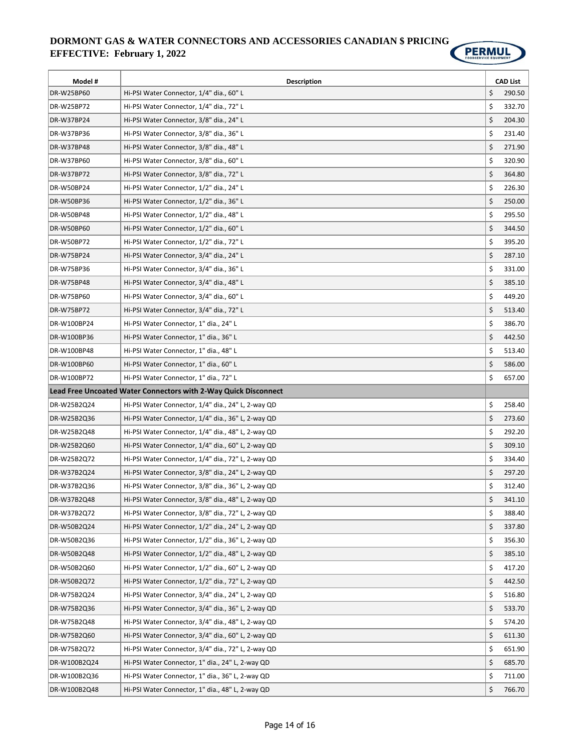**DORMONT GAS & WATER CONNECTORS AND ACCESSORIES CANADIAN $ PRICING**
**EFFECTIVE: February 1, 2022**

| Model # | Description | CAD List |
|---|---|---|
| DR-W25BP60 | Hi-PSI Water Connector, 1/4" dia., 60" L | $ 290.50 |
| DR-W25BP72 | Hi-PSI Water Connector, 1/4" dia., 72" L | $ 332.70 |
| DR-W37BP24 | Hi-PSI Water Connector, 3/8" dia., 24" L | $ 204.30 |
| DR-W37BP36 | Hi-PSI Water Connector, 3/8" dia., 36" L | $ 231.40 |
| DR-W37BP48 | Hi-PSI Water Connector, 3/8" dia., 48" L | $ 271.90 |
| DR-W37BP60 | Hi-PSI Water Connector, 3/8" dia., 60" L | $ 320.90 |
| DR-W37BP72 | Hi-PSI Water Connector, 3/8" dia., 72" L | $ 364.80 |
| DR-W50BP24 | Hi-PSI Water Connector, 1/2" dia., 24" L | $ 226.30 |
| DR-W50BP36 | Hi-PSI Water Connector, 1/2" dia., 36" L | $ 250.00 |
| DR-W50BP48 | Hi-PSI Water Connector, 1/2" dia., 48" L | $ 295.50 |
| DR-W50BP60 | Hi-PSI Water Connector, 1/2" dia., 60" L | $ 344.50 |
| DR-W50BP72 | Hi-PSI Water Connector, 1/2" dia., 72" L | $ 395.20 |
| DR-W75BP24 | Hi-PSI Water Connector, 3/4" dia., 24" L | $ 287.10 |
| DR-W75BP36 | Hi-PSI Water Connector, 3/4" dia., 36" L | $ 331.00 |
| DR-W75BP48 | Hi-PSI Water Connector, 3/4" dia., 48" L | $ 385.10 |
| DR-W75BP60 | Hi-PSI Water Connector, 3/4" dia., 60" L | $ 449.20 |
| DR-W75BP72 | Hi-PSI Water Connector, 3/4" dia., 72" L | $ 513.40 |
| DR-W100BP24 | Hi-PSI Water Connector, 1" dia., 24" L | $ 386.70 |
| DR-W100BP36 | Hi-PSI Water Connector, 1" dia., 36" L | $ 442.50 |
| DR-W100BP48 | Hi-PSI Water Connector, 1" dia., 48" L | $ 513.40 |
| DR-W100BP60 | Hi-PSI Water Connector, 1" dia., 60" L | $ 586.00 |
| DR-W100BP72 | Hi-PSI Water Connector, 1" dia., 72" L | $ 657.00 |
| **Lead Free Uncoated Water Connectors with 2-Way Quick Disconnect** | | |
| DR-W25B2Q24 | Hi-PSI Water Connector, 1/4" dia., 24" L, 2-way QD | $ 258.40 |
| DR-W25B2Q36 | Hi-PSI Water Connector, 1/4" dia., 36" L, 2-way QD | $ 273.60 |
| DR-W25B2Q48 | Hi-PSI Water Connector, 1/4" dia., 48" L, 2-way QD | $ 292.20 |
| DR-W25B2Q60 | Hi-PSI Water Connector, 1/4" dia., 60" L, 2-way QD | $ 309.10 |
| DR-W25B2Q72 | Hi-PSI Water Connector, 1/4" dia., 72" L, 2-way QD | $ 334.40 |
| DR-W37B2Q24 | Hi-PSI Water Connector, 3/8" dia., 24" L, 2-way QD | $ 297.20 |
| DR-W37B2Q36 | Hi-PSI Water Connector, 3/8" dia., 36" L, 2-way QD | $ 312.40 |
| DR-W37B2Q48 | Hi-PSI Water Connector, 3/8" dia., 48" L, 2-way QD | $ 341.10 |
| DR-W37B2Q72 | Hi-PSI Water Connector, 3/8" dia., 72" L, 2-way QD | $ 388.40 |
| DR-W50B2Q24 | Hi-PSI Water Connector, 1/2" dia., 24" L, 2-way QD | $ 337.80 |
| DR-W50B2Q36 | Hi-PSI Water Connector, 1/2" dia., 36" L, 2-way QD | $ 356.30 |
| DR-W50B2Q48 | Hi-PSI Water Connector, 1/2" dia., 48" L, 2-way QD | $ 385.10 |
| DR-W50B2Q60 | Hi-PSI Water Connector, 1/2" dia., 60" L, 2-way QD | $ 417.20 |
| DR-W50B2Q72 | Hi-PSI Water Connector, 1/2" dia., 72" L, 2-way QD | $ 442.50 |
| DR-W75B2Q24 | Hi-PSI Water Connector, 3/4" dia., 24" L, 2-way QD | $ 516.80 |
| DR-W75B2Q36 | Hi-PSI Water Connector, 3/4" dia., 36" L, 2-way QD | $ 533.70 |
| DR-W75B2Q48 | Hi-PSI Water Connector, 3/4" dia., 48" L, 2-way QD | $ 574.20 |
| DR-W75B2Q60 | Hi-PSI Water Connector, 3/4" dia., 60" L, 2-way QD | $ 611.30 |
| DR-W75B2Q72 | Hi-PSI Water Connector, 3/4" dia., 72" L, 2-way QD | $ 651.90 |
| DR-W100B2Q24 | Hi-PSI Water Connector, 1" dia., 24" L, 2-way QD | $ 685.70 |
| DR-W100B2Q36 | Hi-PSI Water Connector, 1" dia., 36" L, 2-way QD | $ 711.00 |
| DR-W100B2Q48 | Hi-PSI Water Connector, 1" dia., 48" L, 2-way QD | $ 766.70 |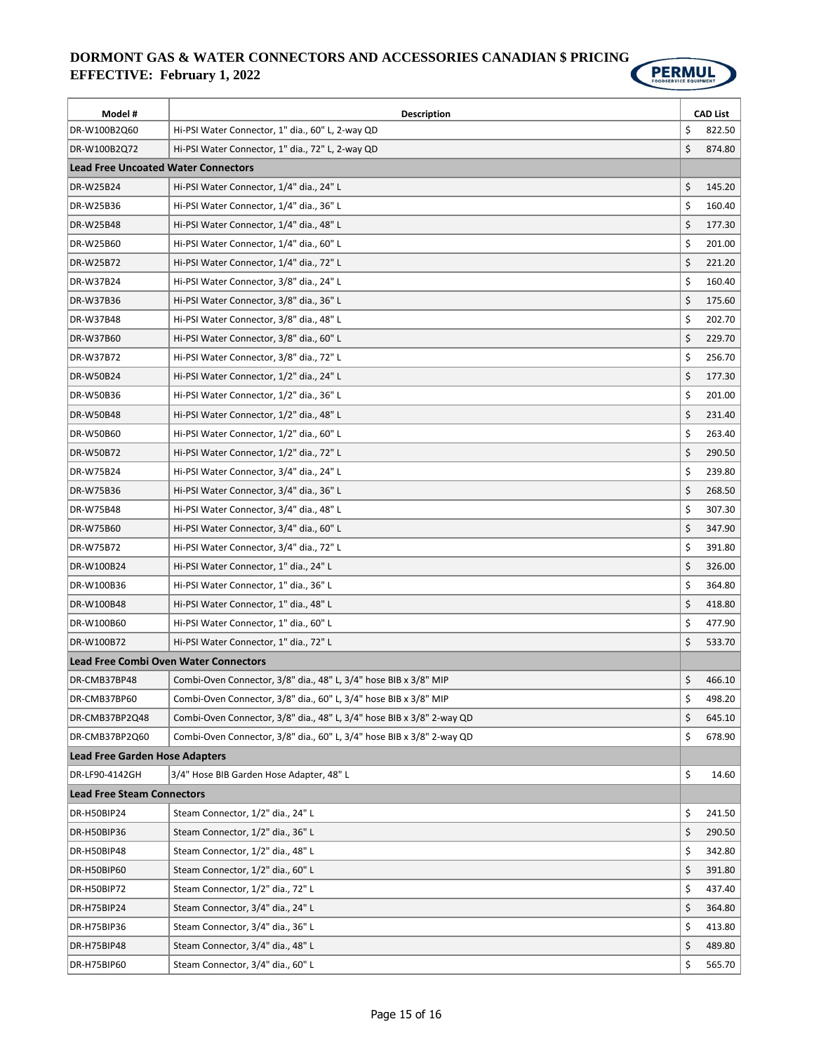**DORMONT GAS & WATER CONNECTORS AND ACCESSORIES CANADIAN $ PRICING**
**EFFECTIVE: February 1, 2022**

| Model # | Description | CAD List |
|---|---|---|
| DR-W100B2Q60 | Hi-PSI Water Connector, 1" dia., 60" L, 2-way QD | $ 822.50 |
| DR-W100B2Q72 | Hi-PSI Water Connector, 1" dia., 72" L, 2-way QD | $ 874.80 |
| **Lead Free Uncoated Water Connectors** | | |
| DR-W25B24 | Hi-PSI Water Connector, 1/4" dia., 24" L | $ 145.20 |
| DR-W25B36 | Hi-PSI Water Connector, 1/4" dia., 36" L | $ 160.40 |
| DR-W25B48 | Hi-PSI Water Connector, 1/4" dia., 48" L | $ 177.30 |
| DR-W25B60 | Hi-PSI Water Connector, 1/4" dia., 60" L | $ 201.00 |
| DR-W25B72 | Hi-PSI Water Connector, 1/4" dia., 72" L | $ 221.20 |
| DR-W37B24 | Hi-PSI Water Connector, 3/8" dia., 24" L | $ 160.40 |
| DR-W37B36 | Hi-PSI Water Connector, 3/8" dia., 36" L | $ 175.60 |
| DR-W37B48 | Hi-PSI Water Connector, 3/8" dia., 48" L | $ 202.70 |
| DR-W37B60 | Hi-PSI Water Connector, 3/8" dia., 60" L | $ 229.70 |
| DR-W37B72 | Hi-PSI Water Connector, 3/8" dia., 72" L | $ 256.70 |
| DR-W50B24 | Hi-PSI Water Connector, 1/2" dia., 24" L | $ 177.30 |
| DR-W50B36 | Hi-PSI Water Connector, 1/2" dia., 36" L | $ 201.00 |
| DR-W50B48 | Hi-PSI Water Connector, 1/2" dia., 48" L | $ 231.40 |
| DR-W50B60 | Hi-PSI Water Connector, 1/2" dia., 60" L | $ 263.40 |
| DR-W50B72 | Hi-PSI Water Connector, 1/2" dia., 72" L | $ 290.50 |
| DR-W75B24 | Hi-PSI Water Connector, 3/4" dia., 24" L | $ 239.80 |
| DR-W75B36 | Hi-PSI Water Connector, 3/4" dia., 36" L | $ 268.50 |
| DR-W75B48 | Hi-PSI Water Connector, 3/4" dia., 48" L | $ 307.30 |
| DR-W75B60 | Hi-PSI Water Connector, 3/4" dia., 60" L | $ 347.90 |
| DR-W75B72 | Hi-PSI Water Connector, 3/4" dia., 72" L | $ 391.80 |
| DR-W100B24 | Hi-PSI Water Connector, 1" dia., 24" L | $ 326.00 |
| DR-W100B36 | Hi-PSI Water Connector, 1" dia., 36" L | $ 364.80 |
| DR-W100B48 | Hi-PSI Water Connector, 1" dia., 48" L | $ 418.80 |
| DR-W100B60 | Hi-PSI Water Connector, 1" dia., 60" L | $ 477.90 |
| DR-W100B72 | Hi-PSI Water Connector, 1" dia., 72" L | $ 533.70 |
| **Lead Free Combi Oven Water Connectors** | | |
| DR-CMB37BP48 | Combi-Oven Connector, 3/8" dia., 48" L, 3/4" hose BIB x 3/8" MIP | $ 466.10 |
| DR-CMB37BP60 | Combi-Oven Connector, 3/8" dia., 60" L, 3/4" hose BIB x 3/8" MIP | $ 498.20 |
| DR-CMB37BP2Q48 | Combi-Oven Connector, 3/8" dia., 48" L, 3/4" hose BIB x 3/8" 2-way QD | $ 645.10 |
| DR-CMB37BP2Q60 | Combi-Oven Connector, 3/8" dia., 60" L, 3/4" hose BIB x 3/8" 2-way QD | $ 678.90 |
| **Lead Free Garden Hose Adapters** | | |
| DR-LF90-4142GH | 3/4" Hose BIB Garden Hose Adapter, 48" L | $ 14.60 |
| **Lead Free Steam Connectors** | | |
| DR-H50BIP24 | Steam Connector, 1/2" dia., 24" L | $ 241.50 |
| DR-H50BIP36 | Steam Connector, 1/2" dia., 36" L | $ 290.50 |
| DR-H50BIP48 | Steam Connector, 1/2" dia., 48" L | $ 342.80 |
| DR-H50BIP60 | Steam Connector, 1/2" dia., 60" L | $ 391.80 |
| DR-H50BIP72 | Steam Connector, 1/2" dia., 72" L | $ 437.40 |
| DR-H75BIP24 | Steam Connector, 3/4" dia., 24" L | $ 364.80 |
| DR-H75BIP36 | Steam Connector, 3/4" dia., 36" L | $ 413.80 |
| DR-H75BIP48 | Steam Connector, 3/4" dia., 48" L | $ 489.80 |
| DR-H75BIP60 | Steam Connector, 3/4" dia., 60" L | $ 565.70 |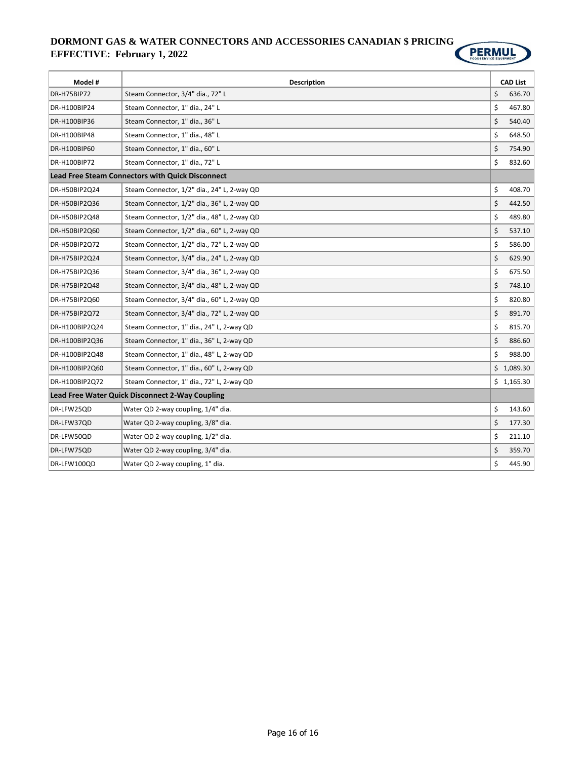# DORMONT GAS & WATER CONNECTORS AND ACCESSORIES CANADIAN $ PRICING
**EFFECTIVE: February 1, 2022**

PERMUL FOODSERVICE EQUIPMENT

| Model # | Description | CAD List |
| --- | --- | --- |
| DR-H75BIP72 | Steam Connector, 3/4" dia., 72" L | $ 636.70 |
| DR-H100BIP24 | Steam Connector, 1" dia., 24" L | $ 467.80 |
| DR-H100BIP36 | Steam Connector, 1" dia., 36" L | $ 540.40 |
| DR-H100BIP48 | Steam Connector, 1" dia., 48" L | $ 648.50 |
| DR-H100BIP60 | Steam Connector, 1" dia., 60" L | $ 754.90 |
| DR-H100BIP72 | Steam Connector, 1" dia., 72" L | $ 832.60 |
| **Lead Free Steam Connectors with Quick Disconnect** | | |
| DR-H50BIP2Q24 | Steam Connector, 1/2" dia., 24" L, 2-way QD | $ 408.70 |
| DR-H50BIP2Q36 | Steam Connector, 1/2" dia., 36" L, 2-way QD | $ 442.50 |
| DR-H50BIP2Q48 | Steam Connector, 1/2" dia., 48" L, 2-way QD | $ 489.80 |
| DR-H50BIP2Q60 | Steam Connector, 1/2" dia., 60" L, 2-way QD | $ 537.10 |
| DR-H50BIP2Q72 | Steam Connector, 1/2" dia., 72" L, 2-way QD | $ 586.00 |
| DR-H75BIP2Q24 | Steam Connector, 3/4" dia., 24" L, 2-way QD | $ 629.90 |
| DR-H75BIP2Q36 | Steam Connector, 3/4" dia., 36" L, 2-way QD | $ 675.50 |
| DR-H75BIP2Q48 | Steam Connector, 3/4" dia., 48" L, 2-way QD | $ 748.10 |
| DR-H75BIP2Q60 | Steam Connector, 3/4" dia., 60" L, 2-way QD | $ 820.80 |
| DR-H75BIP2Q72 | Steam Connector, 3/4" dia., 72" L, 2-way QD | $ 891.70 |
| DR-H100BIP2Q24 | Steam Connector, 1" dia., 24" L, 2-way QD | $ 815.70 |
| DR-H100BIP2Q36 | Steam Connector, 1" dia., 36" L, 2-way QD | $ 886.60 |
| DR-H100BIP2Q48 | Steam Connector, 1" dia., 48" L, 2-way QD | $ 988.00 |
| DR-H100BIP2Q60 | Steam Connector, 1" dia., 60" L, 2-way QD | $ 1,089.30 |
| DR-H100BIP2Q72 | Steam Connector, 1" dia., 72" L, 2-way QD | $ 1,165.30 |
| **Lead Free Water Quick Disconnect 2-Way Coupling** | | |
| DR-LFW25QD | Water QD 2-way coupling, 1/4" dia. | $ 143.60 |
| DR-LFW37QD | Water QD 2-way coupling, 3/8" dia. | $ 177.30 |
| DR-LFW50QD | Water QD 2-way coupling, 1/2" dia. | $ 211.10 |
| DR-LFW75QD | Water QD 2-way coupling, 3/4" dia. | $ 359.70 |
| DR-LFW100QD | Water QD 2-way coupling, 1" dia. | $ 445.90 |